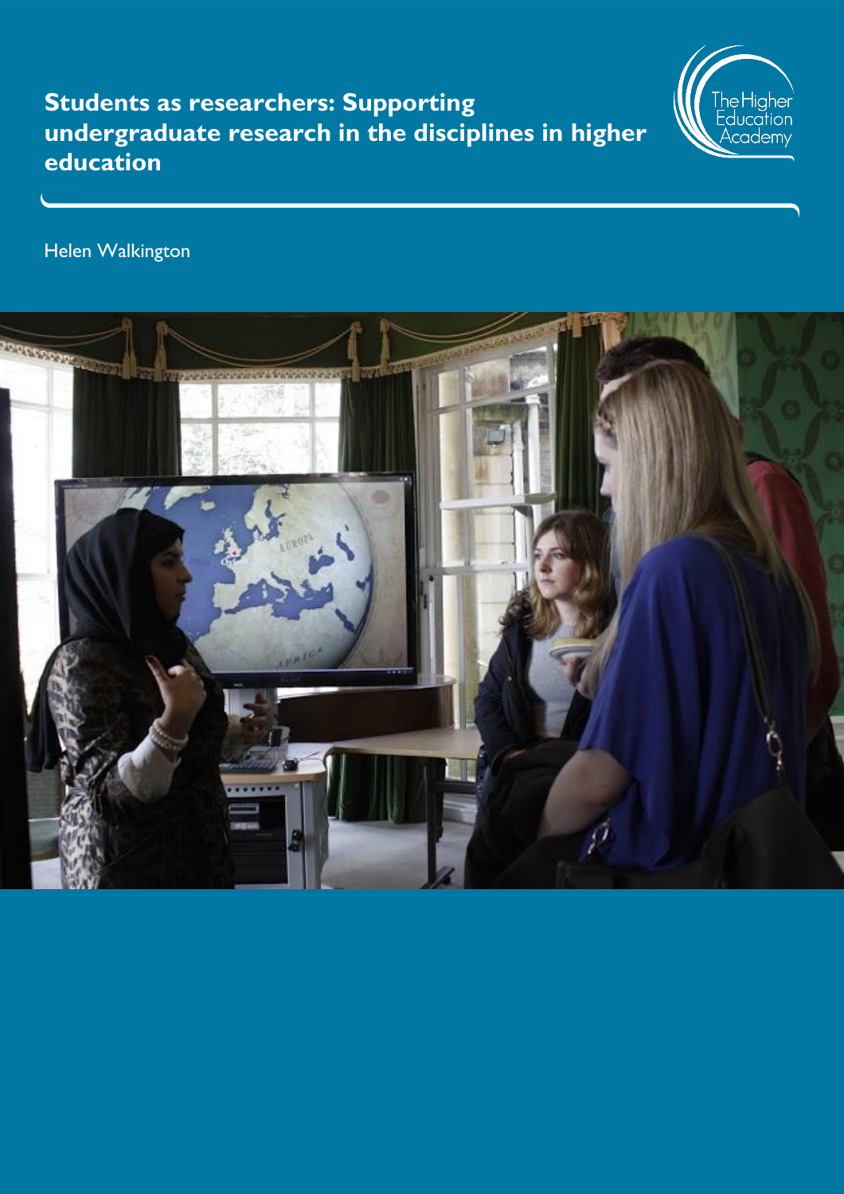# Students as researchers: Supporting undergraduate research in the disciplines in higher education

The Higher Education Academy

Helen Walkington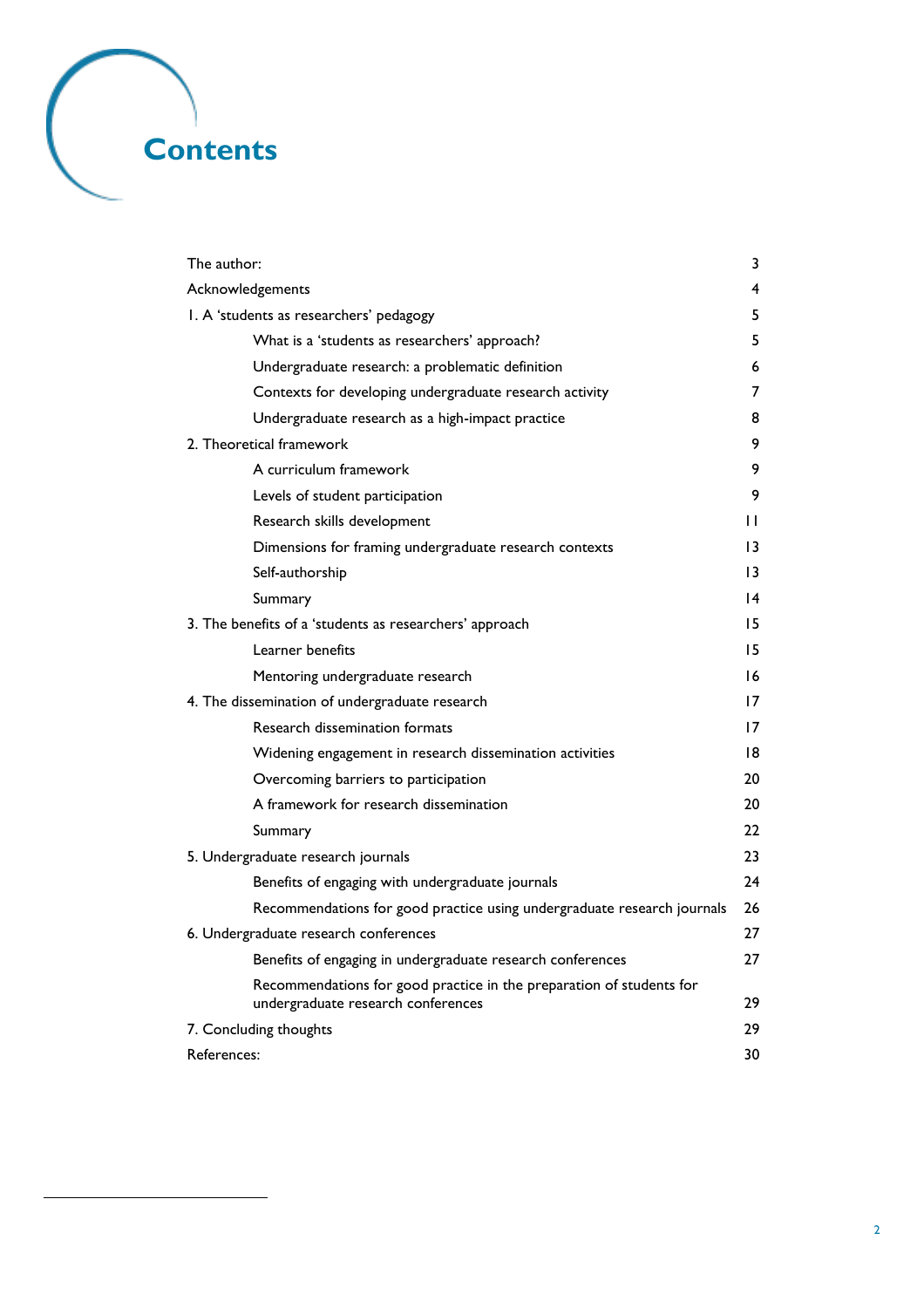# Contents

| | |
|---|---|
| The author: | 3 |
| Acknowledgements | 4 |
| 1. A 'students as researchers' pedagogy | 5 |
| What is a 'students as researchers' approach? | 5 |
| Undergraduate research: a problematic definition | 6 |
| Contexts for developing undergraduate research activity | 7 |
| Undergraduate research as a high-impact practice | 8 |
| 2. Theoretical framework | 9 |
| A curriculum framework | 9 |
| Levels of student participation | 9 |
| Research skills development | 11 |
| Dimensions for framing undergraduate research contexts | 13 |
| Self-authorship | 13 |
| Summary | 14 |
| 3. The benefits of a 'students as researchers' approach | 15 |
| Learner benefits | 15 |
| Mentoring undergraduate research | 16 |
| 4. The dissemination of undergraduate research | 17 |
| Research dissemination formats | 17 |
| Widening engagement in research dissemination activities | 18 |
| Overcoming barriers to participation | 20 |
| A framework for research dissemination | 20 |
| Summary | 22 |
| 5. Undergraduate research journals | 23 |
| Benefits of engaging with undergraduate journals | 24 |
| Recommendations for good practice using undergraduate research journals | 26 |
| 6. Undergraduate research conferences | 27 |
| Benefits of engaging in undergraduate research conferences | 27 |
| Recommendations for good practice in the preparation of students for undergraduate research conferences | 29 |
| 7. Concluding thoughts | 29 |
| References: | 30 |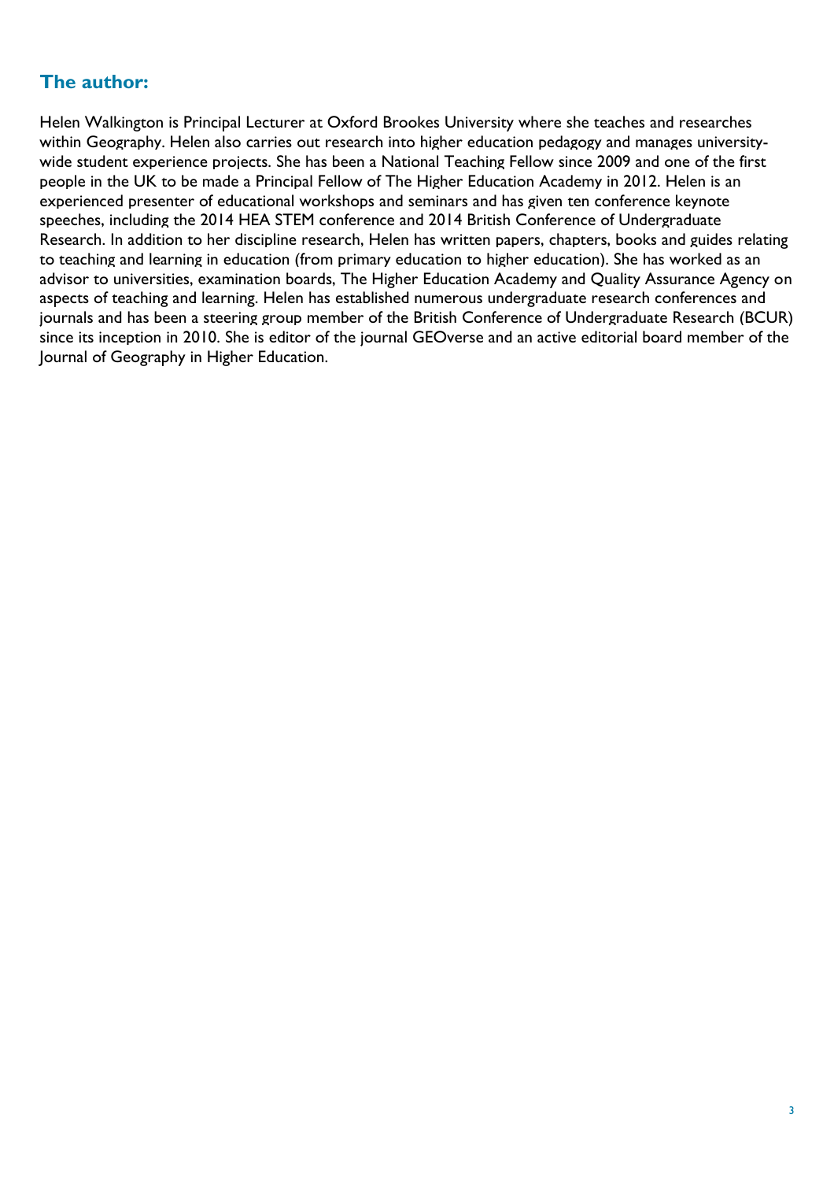## The author:

Helen Walkington is Principal Lecturer at Oxford Brookes University where she teaches and researches within Geography. Helen also carries out research into higher education pedagogy and manages university-wide student experience projects. She has been a National Teaching Fellow since 2009 and one of the first people in the UK to be made a Principal Fellow of The Higher Education Academy in 2012. Helen is an experienced presenter of educational workshops and seminars and has given ten conference keynote speeches, including the 2014 HEA STEM conference and 2014 British Conference of Undergraduate Research. In addition to her discipline research, Helen has written papers, chapters, books and guides relating to teaching and learning in education (from primary education to higher education). She has worked as an advisor to universities, examination boards, The Higher Education Academy and Quality Assurance Agency on aspects of teaching and learning. Helen has established numerous undergraduate research conferences and journals and has been a steering group member of the British Conference of Undergraduate Research (BCUR) since its inception in 2010. She is editor of the journal GEOverse and an active editorial board member of the Journal of Geography in Higher Education.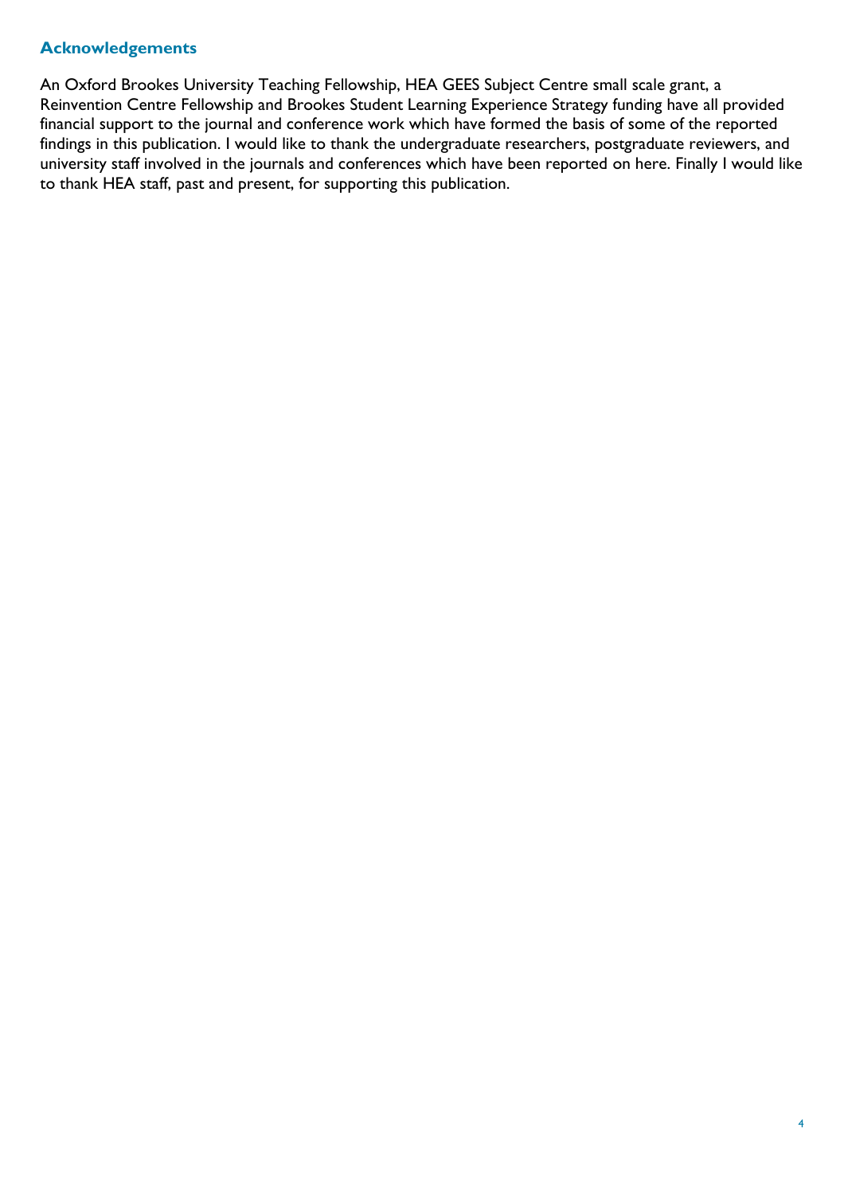## Acknowledgements

An Oxford Brookes University Teaching Fellowship, HEA GEES Subject Centre small scale grant, a Reinvention Centre Fellowship and Brookes Student Learning Experience Strategy funding have all provided financial support to the journal and conference work which have formed the basis of some of the reported findings in this publication. I would like to thank the undergraduate researchers, postgraduate reviewers, and university staff involved in the journals and conferences which have been reported on here. Finally I would like to thank HEA staff, past and present, for supporting this publication.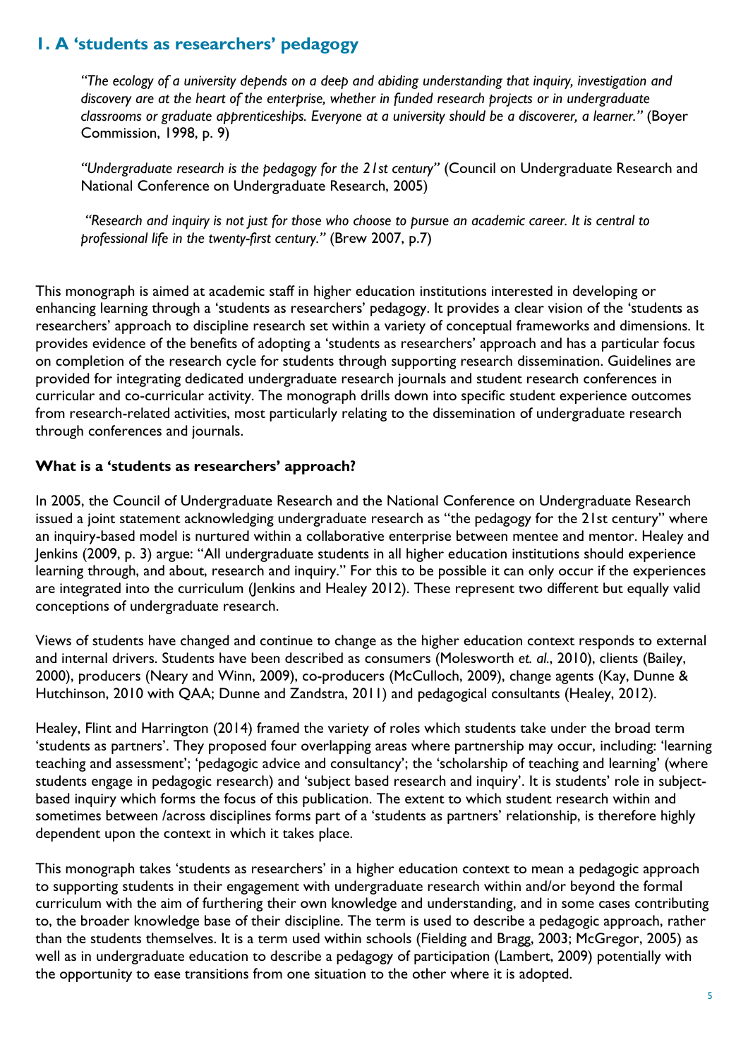## 1. A 'students as researchers' pedagogy

> *"The ecology of a university depends on a deep and abiding understanding that inquiry, investigation and discovery are at the heart of the enterprise, whether in funded research projects or in undergraduate classrooms or graduate apprenticeships. Everyone at a university should be a discoverer, a learner."* (Boyer Commission, 1998, p. 9)
>
> *"Undergraduate research is the pedagogy for the 21st century"* (Council on Undergraduate Research and National Conference on Undergraduate Research, 2005)
>
> *"Research and inquiry is not just for those who choose to pursue an academic career. It is central to professional life in the twenty-first century."* (Brew 2007, p.7)

This monograph is aimed at academic staff in higher education institutions interested in developing or enhancing learning through a 'students as researchers' pedagogy. It provides a clear vision of the 'students as researchers' approach to discipline research set within a variety of conceptual frameworks and dimensions. It provides evidence of the benefits of adopting a 'students as researchers' approach and has a particular focus on completion of the research cycle for students through supporting research dissemination. Guidelines are provided for integrating dedicated undergraduate research journals and student research conferences in curricular and co-curricular activity. The monograph drills down into specific student experience outcomes from research-related activities, most particularly relating to the dissemination of undergraduate research through conferences and journals.

**What is a 'students as researchers' approach?**

In 2005, the Council of Undergraduate Research and the National Conference on Undergraduate Research issued a joint statement acknowledging undergraduate research as "the pedagogy for the 21st century" where an inquiry-based model is nurtured within a collaborative enterprise between mentee and mentor. Healey and Jenkins (2009, p. 3) argue: "All undergraduate students in all higher education institutions should experience learning through, and about, research and inquiry." For this to be possible it can only occur if the experiences are integrated into the curriculum (Jenkins and Healey 2012). These represent two different but equally valid conceptions of undergraduate research.

Views of students have changed and continue to change as the higher education context responds to external and internal drivers. Students have been described as consumers (Molesworth *et. al.*, 2010), clients (Bailey, 2000), producers (Neary and Winn, 2009), co-producers (McCulloch, 2009), change agents (Kay, Dunne & Hutchinson, 2010 with QAA; Dunne and Zandstra, 2011) and pedagogical consultants (Healey, 2012).

Healey, Flint and Harrington (2014) framed the variety of roles which students take under the broad term 'students as partners'. They proposed four overlapping areas where partnership may occur, including: 'learning teaching and assessment'; 'pedagogic advice and consultancy'; the 'scholarship of teaching and learning' (where students engage in pedagogic research) and 'subject based research and inquiry'. It is students' role in subject-based inquiry which forms the focus of this publication. The extent to which student research within and sometimes between /across disciplines forms part of a 'students as partners' relationship, is therefore highly dependent upon the context in which it takes place.

This monograph takes 'students as researchers' in a higher education context to mean a pedagogic approach to supporting students in their engagement with undergraduate research within and/or beyond the formal curriculum with the aim of furthering their own knowledge and understanding, and in some cases contributing to, the broader knowledge base of their discipline. The term is used to describe a pedagogic approach, rather than the students themselves. It is a term used within schools (Fielding and Bragg, 2003; McGregor, 2005) as well as in undergraduate education to describe a pedagogy of participation (Lambert, 2009) potentially with the opportunity to ease transitions from one situation to the other where it is adopted.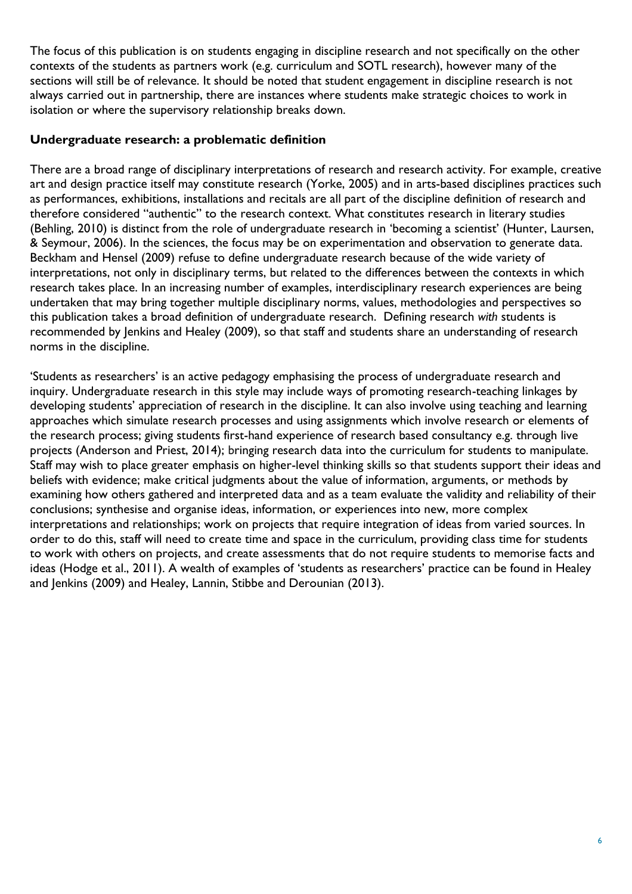The focus of this publication is on students engaging in discipline research and not specifically on the other contexts of the students as partners work (e.g. curriculum and SOTL research), however many of the sections will still be of relevance. It should be noted that student engagement in discipline research is not always carried out in partnership, there are instances where students make strategic choices to work in isolation or where the supervisory relationship breaks down.

## Undergraduate research: a problematic definition

There are a broad range of disciplinary interpretations of research and research activity. For example, creative art and design practice itself may constitute research (Yorke, 2005) and in arts-based disciplines practices such as performances, exhibitions, installations and recitals are all part of the discipline definition of research and therefore considered "authentic" to the research context. What constitutes research in literary studies (Behling, 2010) is distinct from the role of undergraduate research in 'becoming a scientist' (Hunter, Laursen, & Seymour, 2006). In the sciences, the focus may be on experimentation and observation to generate data. Beckham and Hensel (2009) refuse to define undergraduate research because of the wide variety of interpretations, not only in disciplinary terms, but related to the differences between the contexts in which research takes place. In an increasing number of examples, interdisciplinary research experiences are being undertaken that may bring together multiple disciplinary norms, values, methodologies and perspectives so this publication takes a broad definition of undergraduate research. Defining research *with* students is recommended by Jenkins and Healey (2009), so that staff and students share an understanding of research norms in the discipline.

'Students as researchers' is an active pedagogy emphasising the process of undergraduate research and inquiry. Undergraduate research in this style may include ways of promoting research-teaching linkages by developing students' appreciation of research in the discipline. It can also involve using teaching and learning approaches which simulate research processes and using assignments which involve research or elements of the research process; giving students first-hand experience of research based consultancy e.g. through live projects (Anderson and Priest, 2014); bringing research data into the curriculum for students to manipulate. Staff may wish to place greater emphasis on higher-level thinking skills so that students support their ideas and beliefs with evidence; make critical judgments about the value of information, arguments, or methods by examining how others gathered and interpreted data and as a team evaluate the validity and reliability of their conclusions; synthesise and organise ideas, information, or experiences into new, more complex interpretations and relationships; work on projects that require integration of ideas from varied sources. In order to do this, staff will need to create time and space in the curriculum, providing class time for students to work with others on projects, and create assessments that do not require students to memorise facts and ideas (Hodge et al., 2011). A wealth of examples of 'students as researchers' practice can be found in Healey and Jenkins (2009) and Healey, Lannin, Stibbe and Derounian (2013).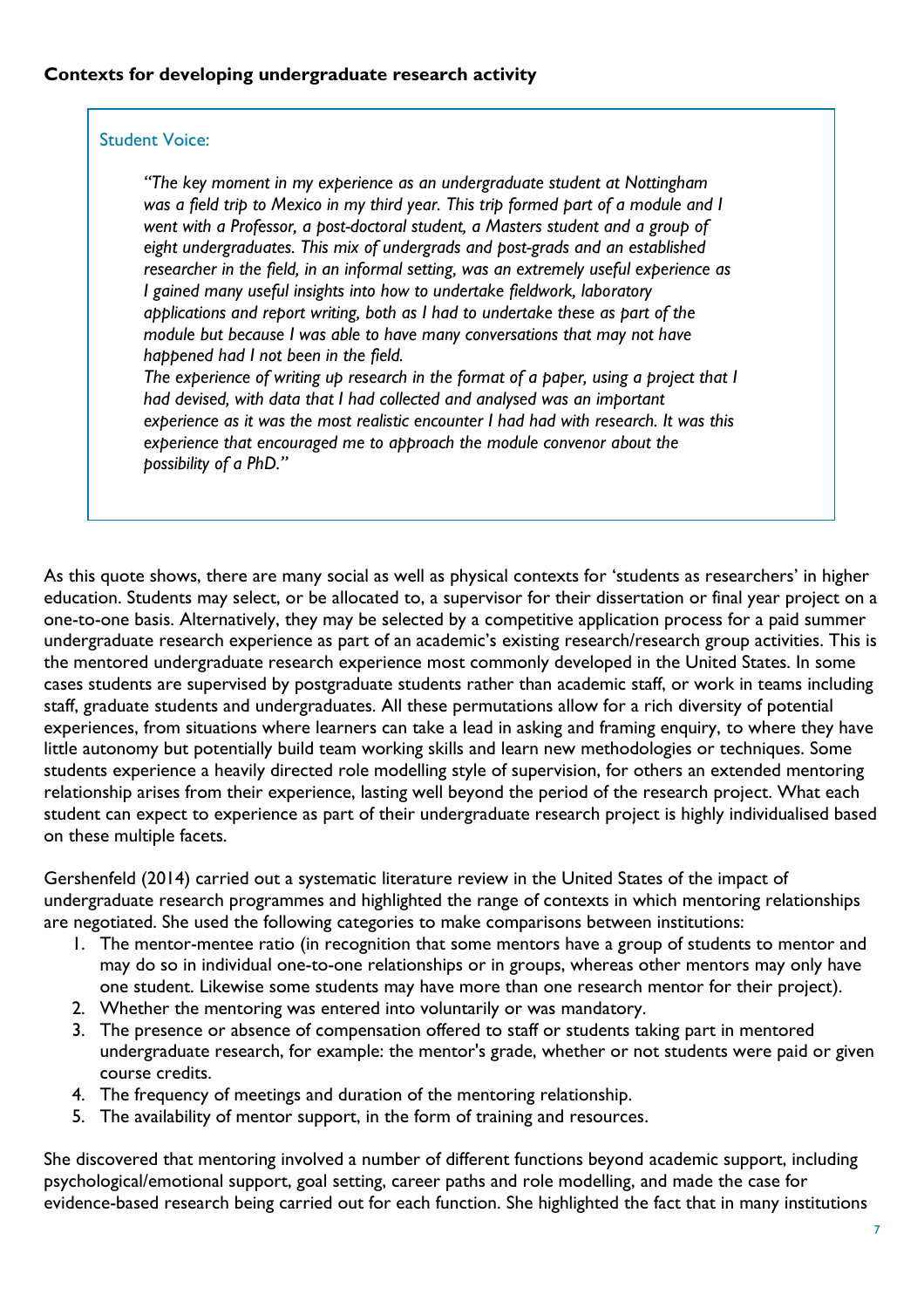## Contexts for developing undergraduate research activity

> Student Voice:
>
> *"The key moment in my experience as an undergraduate student at Nottingham was a field trip to Mexico in my third year. This trip formed part of a module and I went with a Professor, a post-doctoral student, a Masters student and a group of eight undergraduates. This mix of undergrads and post-grads and an established researcher in the field, in an informal setting, was an extremely useful experience as I gained many useful insights into how to undertake fieldwork, laboratory applications and report writing, both as I had to undertake these as part of the module but because I was able to have many conversations that may not have happened had I not been in the field.*
>
> *The experience of writing up research in the format of a paper, using a project that I had devised, with data that I had collected and analysed was an important experience as it was the most realistic encounter I had had with research. It was this experience that encouraged me to approach the module convenor about the possibility of a PhD."*

As this quote shows, there are many social as well as physical contexts for 'students as researchers' in higher education. Students may select, or be allocated to, a supervisor for their dissertation or final year project on a one-to-one basis. Alternatively, they may be selected by a competitive application process for a paid summer undergraduate research experience as part of an academic's existing research/research group activities. This is the mentored undergraduate research experience most commonly developed in the United States. In some cases students are supervised by postgraduate students rather than academic staff, or work in teams including staff, graduate students and undergraduates. All these permutations allow for a rich diversity of potential experiences, from situations where learners can take a lead in asking and framing enquiry, to where they have little autonomy but potentially build team working skills and learn new methodologies or techniques. Some students experience a heavily directed role modelling style of supervision, for others an extended mentoring relationship arises from their experience, lasting well beyond the period of the research project. What each student can expect to experience as part of their undergraduate research project is highly individualised based on these multiple facets.

Gershenfeld (2014) carried out a systematic literature review in the United States of the impact of undergraduate research programmes and highlighted the range of contexts in which mentoring relationships are negotiated. She used the following categories to make comparisons between institutions:

1. The mentor-mentee ratio (in recognition that some mentors have a group of students to mentor and may do so in individual one-to-one relationships or in groups, whereas other mentors may only have one student. Likewise some students may have more than one research mentor for their project).
2. Whether the mentoring was entered into voluntarily or was mandatory.
3. The presence or absence of compensation offered to staff or students taking part in mentored undergraduate research, for example: the mentor's grade, whether or not students were paid or given course credits.
4. The frequency of meetings and duration of the mentoring relationship.
5. The availability of mentor support, in the form of training and resources.

She discovered that mentoring involved a number of different functions beyond academic support, including psychological/emotional support, goal setting, career paths and role modelling, and made the case for evidence-based research being carried out for each function. She highlighted the fact that in many institutions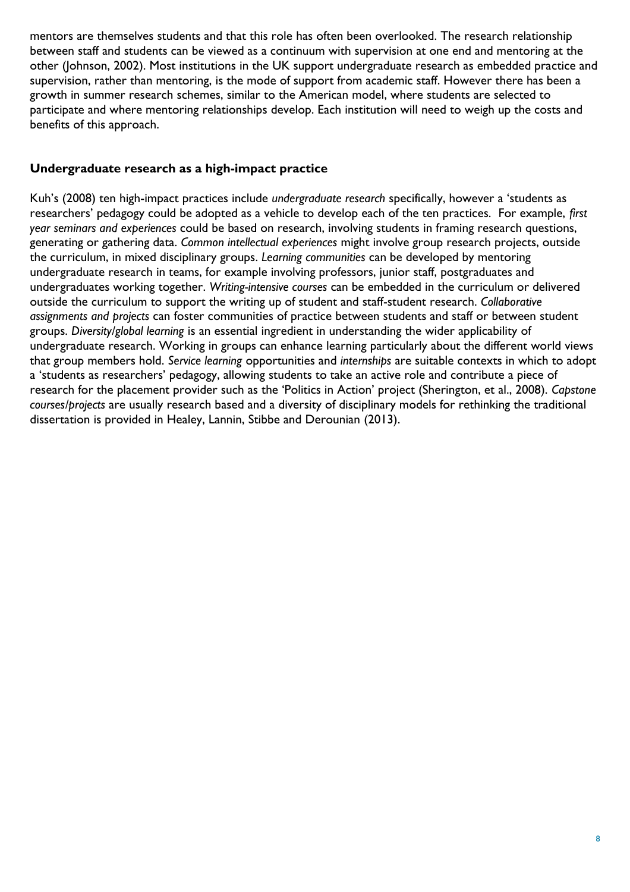mentors are themselves students and that this role has often been overlooked. The research relationship between staff and students can be viewed as a continuum with supervision at one end and mentoring at the other (Johnson, 2002). Most institutions in the UK support undergraduate research as embedded practice and supervision, rather than mentoring, is the mode of support from academic staff. However there has been a growth in summer research schemes, similar to the American model, where students are selected to participate and where mentoring relationships develop. Each institution will need to weigh up the costs and benefits of this approach.

### Undergraduate research as a high-impact practice

Kuh's (2008) ten high-impact practices include *undergraduate research* specifically, however a 'students as researchers' pedagogy could be adopted as a vehicle to develop each of the ten practices. For example, *first year seminars and experiences* could be based on research, involving students in framing research questions, generating or gathering data. *Common intellectual experiences* might involve group research projects, outside the curriculum, in mixed disciplinary groups. *Learning communities* can be developed by mentoring undergraduate research in teams, for example involving professors, junior staff, postgraduates and undergraduates working together. *Writing-intensive courses* can be embedded in the curriculum or delivered outside the curriculum to support the writing up of student and staff-student research. *Collaborative assignments and projects* can foster communities of practice between students and staff or between student groups. *Diversity/global learning* is an essential ingredient in understanding the wider applicability of undergraduate research. Working in groups can enhance learning particularly about the different world views that group members hold. *Service learning* opportunities and *internships* are suitable contexts in which to adopt a 'students as researchers' pedagogy, allowing students to take an active role and contribute a piece of research for the placement provider such as the 'Politics in Action' project (Sherington, et al., 2008). *Capstone courses/projects* are usually research based and a diversity of disciplinary models for rethinking the traditional dissertation is provided in Healey, Lannin, Stibbe and Derounian (2013).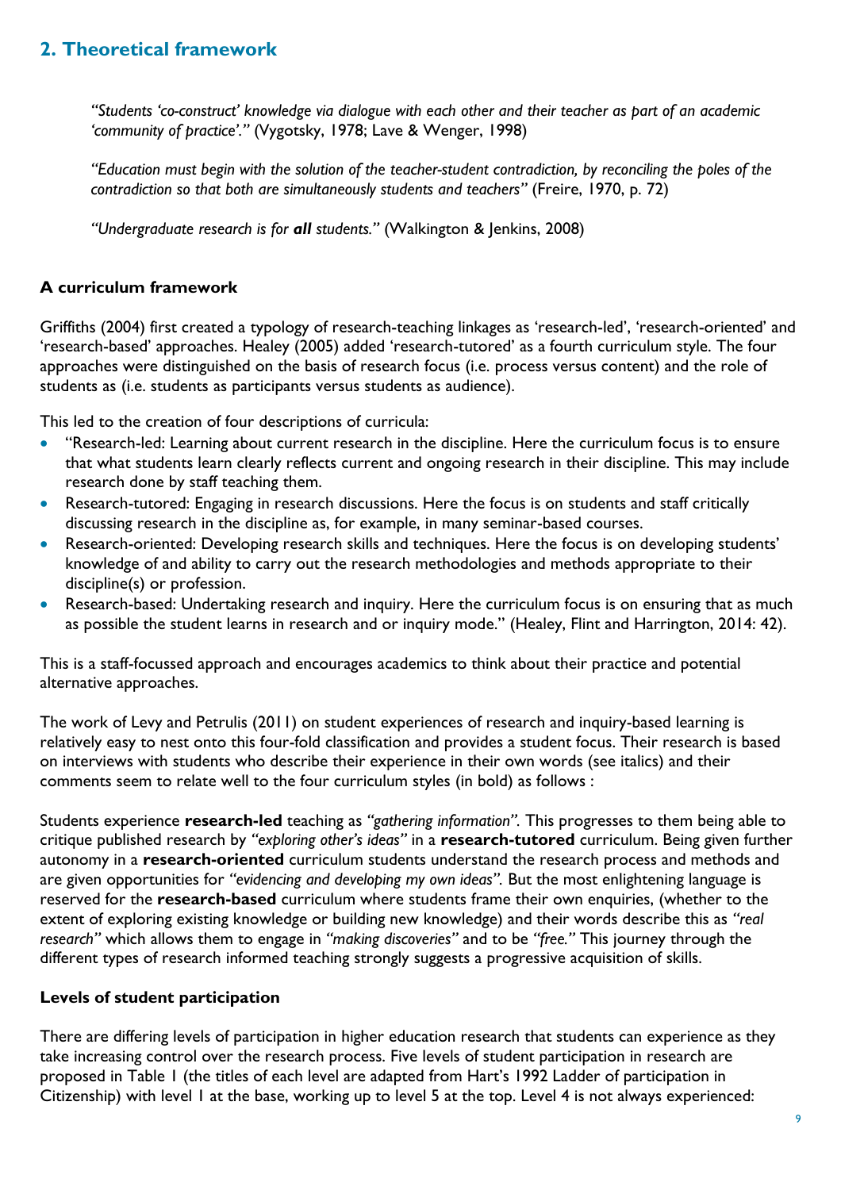## 2. Theoretical framework

*"Students 'co-construct' knowledge via dialogue with each other and their teacher as part of an academic 'community of practice'."* (Vygotsky, 1978; Lave & Wenger, 1998)

*"Education must begin with the solution of the teacher-student contradiction, by reconciling the poles of the contradiction so that both are simultaneously students and teachers"* (Freire, 1970, p. 72)

*"Undergraduate research is for **all** students."* (Walkington & Jenkins, 2008)

### A curriculum framework

Griffiths (2004) first created a typology of research-teaching linkages as 'research-led', 'research-oriented' and 'research-based' approaches. Healey (2005) added 'research-tutored' as a fourth curriculum style. The four approaches were distinguished on the basis of research focus (i.e. process versus content) and the role of students as (i.e. students as participants versus students as audience).

This led to the creation of four descriptions of curricula:

- "Research-led: Learning about current research in the discipline. Here the curriculum focus is to ensure that what students learn clearly reflects current and ongoing research in their discipline. This may include research done by staff teaching them.
- Research-tutored: Engaging in research discussions. Here the focus is on students and staff critically discussing research in the discipline as, for example, in many seminar-based courses.
- Research-oriented: Developing research skills and techniques. Here the focus is on developing students' knowledge of and ability to carry out the research methodologies and methods appropriate to their discipline(s) or profession.
- Research-based: Undertaking research and inquiry. Here the curriculum focus is on ensuring that as much as possible the student learns in research and or inquiry mode." (Healey, Flint and Harrington, 2014: 42).

This is a staff-focussed approach and encourages academics to think about their practice and potential alternative approaches.

The work of Levy and Petrulis (2011) on student experiences of research and inquiry-based learning is relatively easy to nest onto this four-fold classification and provides a student focus. Their research is based on interviews with students who describe their experience in their own words (see italics) and their comments seem to relate well to the four curriculum styles (in bold) as follows :

Students experience **research-led** teaching as *"gathering information"*. This progresses to them being able to critique published research by *"exploring other's ideas"* in a **research-tutored** curriculum. Being given further autonomy in a **research-oriented** curriculum students understand the research process and methods and are given opportunities for *"evidencing and developing my own ideas"*. But the most enlightening language is reserved for the **research-based** curriculum where students frame their own enquiries, (whether to the extent of exploring existing knowledge or building new knowledge) and their words describe this as *"real research"* which allows them to engage in *"making discoveries"* and to be *"free."* This journey through the different types of research informed teaching strongly suggests a progressive acquisition of skills.

### Levels of student participation

There are differing levels of participation in higher education research that students can experience as they take increasing control over the research process. Five levels of student participation in research are proposed in Table 1 (the titles of each level are adapted from Hart's 1992 Ladder of participation in Citizenship) with level 1 at the base, working up to level 5 at the top. Level 4 is not always experienced: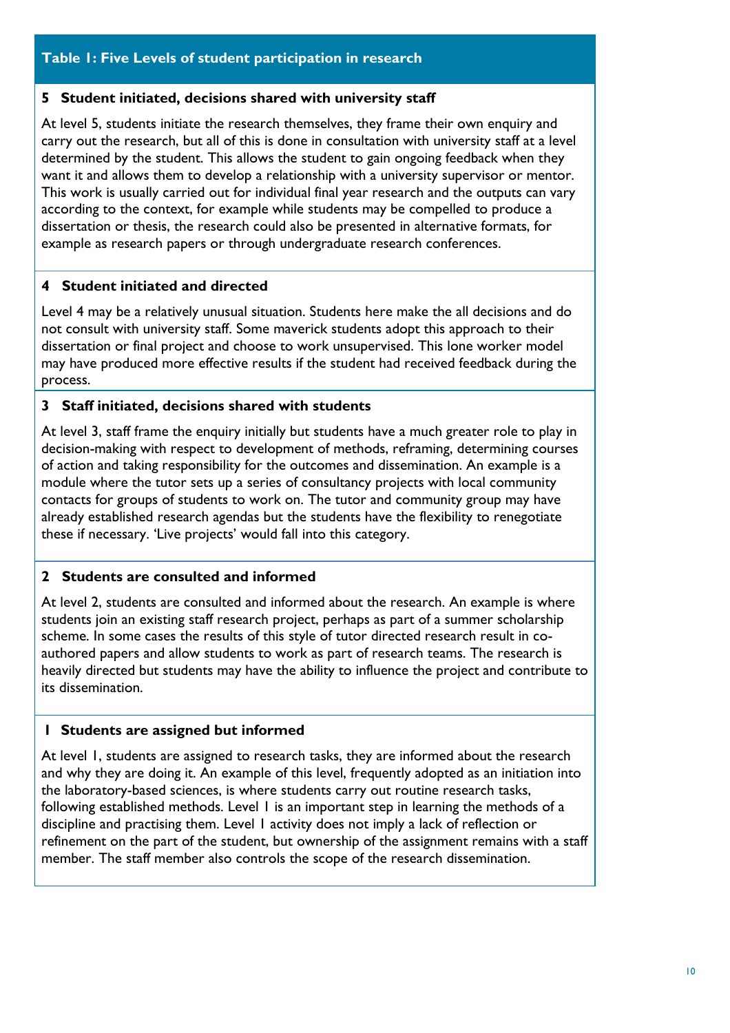**Table 1: Five Levels of student participation in research**

**5 Student initiated, decisions shared with university staff**

At level 5, students initiate the research themselves, they frame their own enquiry and carry out the research, but all of this is done in consultation with university staff at a level determined by the student. This allows the student to gain ongoing feedback when they want it and allows them to develop a relationship with a university supervisor or mentor. This work is usually carried out for individual final year research and the outputs can vary according to the context, for example while students may be compelled to produce a dissertation or thesis, the research could also be presented in alternative formats, for example as research papers or through undergraduate research conferences.

**4 Student initiated and directed**

Level 4 may be a relatively unusual situation. Students here make the all decisions and do not consult with university staff. Some maverick students adopt this approach to their dissertation or final project and choose to work unsupervised. This lone worker model may have produced more effective results if the student had received feedback during the process.

**3 Staff initiated, decisions shared with students**

At level 3, staff frame the enquiry initially but students have a much greater role to play in decision-making with respect to development of methods, reframing, determining courses of action and taking responsibility for the outcomes and dissemination. An example is a module where the tutor sets up a series of consultancy projects with local community contacts for groups of students to work on. The tutor and community group may have already established research agendas but the students have the flexibility to renegotiate these if necessary. 'Live projects' would fall into this category.

**2 Students are consulted and informed**

At level 2, students are consulted and informed about the research. An example is where students join an existing staff research project, perhaps as part of a summer scholarship scheme. In some cases the results of this style of tutor directed research result in co-authored papers and allow students to work as part of research teams. The research is heavily directed but students may have the ability to influence the project and contribute to its dissemination.

**1 Students are assigned but informed**

At level 1, students are assigned to research tasks, they are informed about the research and why they are doing it. An example of this level, frequently adopted as an initiation into the laboratory-based sciences, is where students carry out routine research tasks, following established methods. Level 1 is an important step in learning the methods of a discipline and practising them. Level 1 activity does not imply a lack of reflection or refinement on the part of the student, but ownership of the assignment remains with a staff member. The staff member also controls the scope of the research dissemination.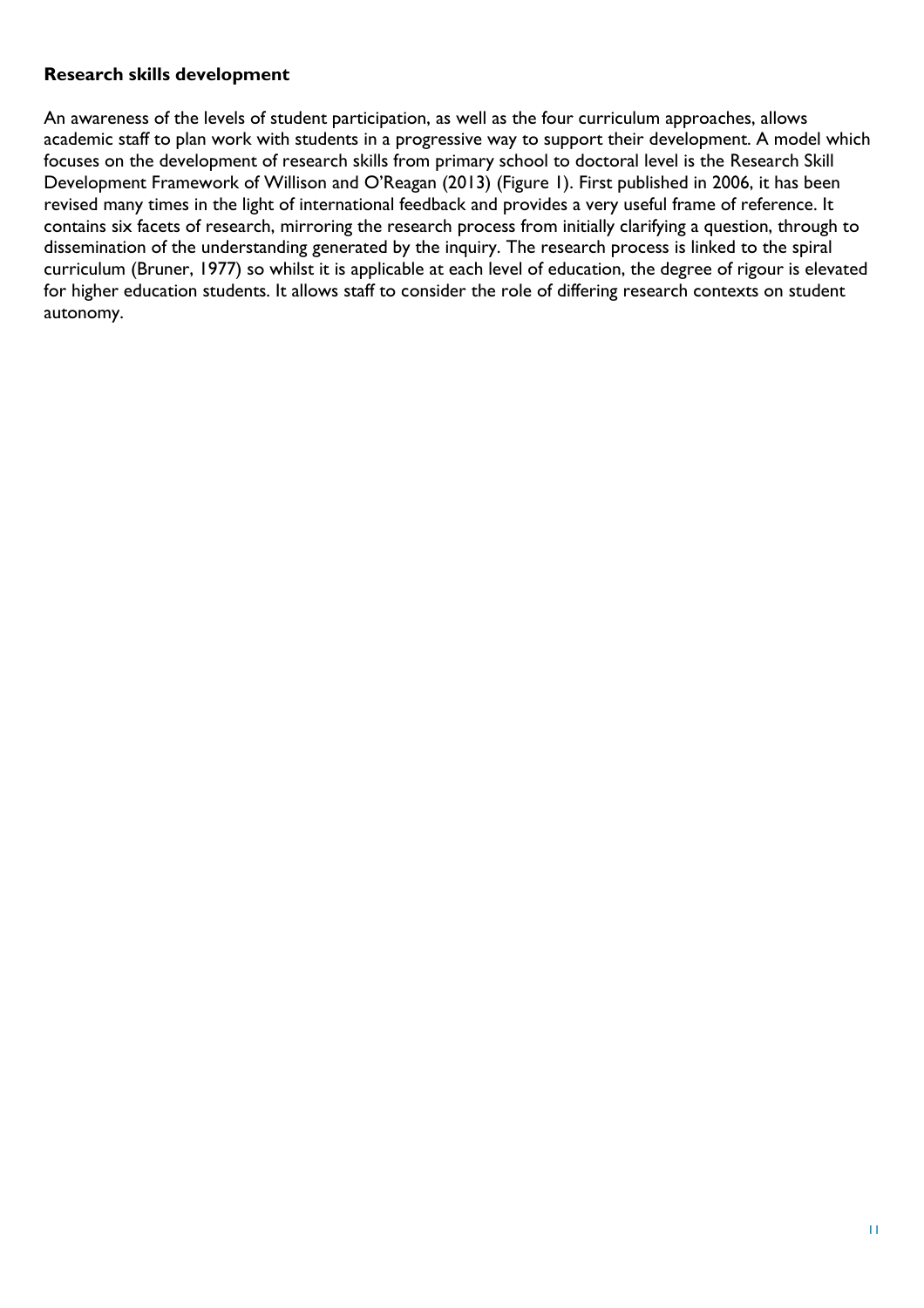**Research skills development**

An awareness of the levels of student participation, as well as the four curriculum approaches, allows academic staff to plan work with students in a progressive way to support their development. A model which focuses on the development of research skills from primary school to doctoral level is the Research Skill Development Framework of Willison and O'Reagan (2013) (Figure 1). First published in 2006, it has been revised many times in the light of international feedback and provides a very useful frame of reference. It contains six facets of research, mirroring the research process from initially clarifying a question, through to dissemination of the understanding generated by the inquiry. The research process is linked to the spiral curriculum (Bruner, 1977) so whilst it is applicable at each level of education, the degree of rigour is elevated for higher education students. It allows staff to consider the role of differing research contexts on student autonomy.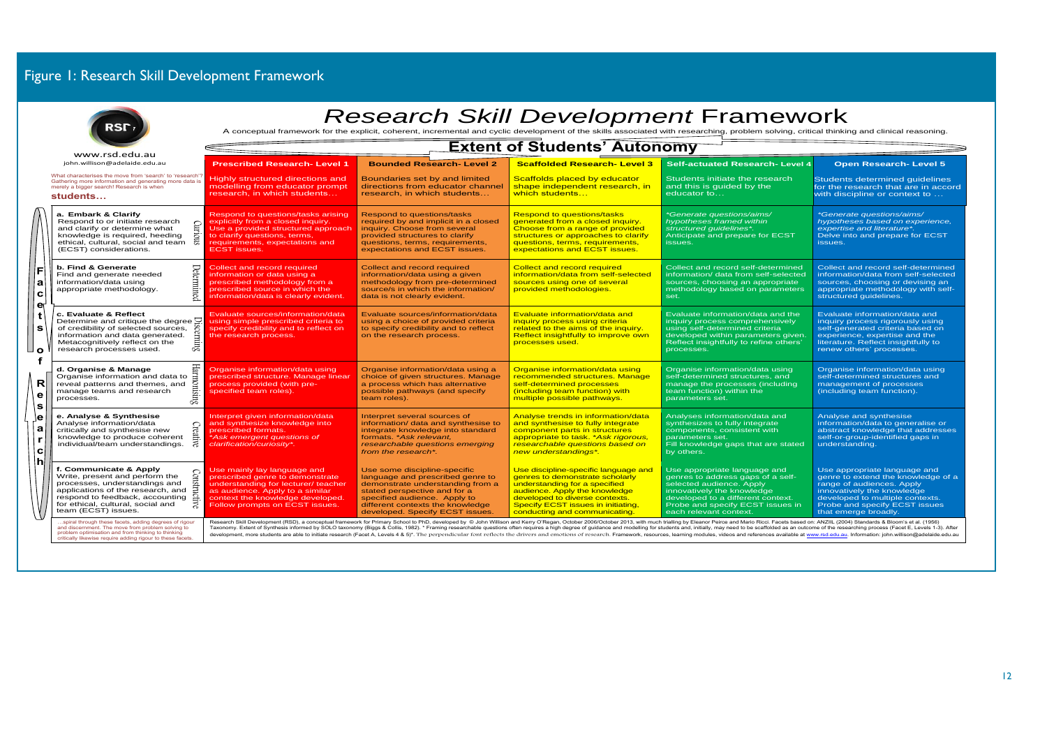# Figure 1: Research Skill Development Framework

## Research Skill Development Framework

A conceptual framework for the explicit, coherent, incremental and cyclic development of the skills associated with researching, problem solving, critical thinking and clinical reasoning.

www.rsd.edu.au
john.willison@adelaide.edu.au

**Extent of Students' Autonomy**

| What characterises the move from 'search' to 'research'? Gathering more information and generating more data is merely a bigger search! Research is when **students…** | **Prescribed Research- Level 1**<br>Highly structured directions and modelling from educator prompt research, in which students… | **Bounded Research- Level 2**<br>Boundaries set by and limited directions from educator channel research, in which students… | **Scaffolded Research- Level 3**<br>Scaffolds placed by educator shape independent research, in which students… | **Self-actuated Research- Level 4**<br>Students initiate the research and this is guided by the educator to… | **Open Research- Level 5**<br>Students determined guidelines for the research that are in accord with discipline or context to … |
|---|---|---|---|---|---|
| **a. Embark & Clarify** (Curious)<br>Respond to or initiate research and clarify or determine what knowledge is required, heeding ethical, cultural, social and team (ECST) considerations. | Respond to questions/tasks arising explicitly from a closed inquiry. Use a provided structured approach to clarify questions, terms, requirements, expectations and ECST issues. | Respond to questions/tasks required by and implicit in a closed inquiry. Choose from several provided structures to clarify questions, terms, requirements, expectations and ECST issues. | Respond to questions/tasks generated from a closed inquiry. Choose from a range of provided structures or approaches to clarify questions, terms, requirements, expectations and ECST issues. | *Generate questions/aims/ hypotheses framed within structured guidelines*.* Anticipate and prepare for ECST issues. | *Generate questions/aims/ hypotheses based on experience, expertise and literature*.* Delve into and prepare for ECST issues. |
| **b. Find & Generate** (Determined)<br>Find and generate needed information/data using appropriate methodology. | Collect and record required information or data using a prescribed methodology from a prescribed source in which the information/data is clearly evident. | Collect and record required information/data using a given methodology from pre-determined source/s in which the information/ data is not clearly evident. | Collect and record required information/data from self-selected sources using one of several provided methodologies. | Collect and record self-determined information/ data from self-selected sources, choosing an appropriate methodology based on parameters set. | Collect and record self-determined information/data from self-selected sources, choosing or devising an appropriate methodology with self-structured guidelines. |
| **c. Evaluate & Reflect** (Discerning)<br>Determine and critique the degree of credibility of selected sources, information and data generated. Metacognitively reflect on the research processes used. | Evaluate sources/information/data using simple prescribed criteria to specify credibility and to reflect on the research process. | Evaluate sources/information/data using a choice of provided criteria to specify credibility and to reflect on the research process. | Evaluate information/data and inquiry process using criteria related to the aims of the inquiry. Reflect insightfully to improve own processes used. | Evaluate information/data and the inquiry process comprehensively using self-determined criteria developed within parameters given. Reflect insightfully to refine others' processes. | Evaluate information/data and inquiry process rigorously using self-generated criteria based on experience, expertise and the literature. Reflect insightfully to renew others' processes. |
| **d. Organise & Manage** (Harmonising)<br>Organise information and data to reveal patterns and themes, and manage teams and research processes. | Organise information/data using prescribed structure. Manage linear process provided (with pre-specified team roles). | Organise information/data using a choice of given structures. Manage a process which has alternative possible pathways (and specify team roles). | Organise information/data using recommended structures. Manage self-determined processes (including team function) with multiple possible pathways. | Organise information/data using self-determined structures, and manage the processes (including team function) within the parameters set. | Organise information/data using self-determined structures and management of processes (including team function). |
| **e. Analyse & Synthesise** (Creative)<br>Analyse information/data critically and synthesise new knowledge to produce coherent individual/team understandings. | Interpret given information/data and synthesise knowledge into prescribed formats. *\*Ask emergent questions of clarification/curiosity\*.* | Interpret several sources of information/ data and synthesise to integrate knowledge into standard formats. *\*Ask relevant, researchable questions emerging from the research\*.* | Analyse trends in information/data and synthesise to fully integrate component parts in structures appropriate to task. *\*Ask rigorous, researchable questions based on new understandings\*.* | Analyses information/data and synthesizes to fully integrate components, consistent with parameters set. Fill knowledge gaps that are stated by others. | Analyse and synthesise information/data to generalise or abstract knowledge that addresses self-or-group-identified gaps in understanding. |
| **f. Communicate & Apply** (Constructive)<br>Write, present and perform the processes, understandings and applications of the research, and respond to feedback, accounting for ethical, cultural, social and team (ECST) issues. | Use mainly lay language and prescribed genre to demonstrate understanding for lecturer/ teacher as audience. Apply to a similar context the knowledge developed. Follow prompts on ECST issues. | Use some discipline-specific language and prescribed genre to demonstrate understanding from a stated perspective and for a specified audience. Apply to different contexts the knowledge developed. Specify ECST issues. | Use discipline-specific language and genres to demonstrate scholarly understanding for a specified audience. Apply the knowledge developed to diverse contexts. Specify ECST issues in initiating, conducting and communicating. | Use appropriate language and genres to address gaps of a self-selected audience. Apply innovatively the knowledge developed to a different context. Probe and specify ECST issues in each relevant context. | Use appropriate language and genre to extend the knowledge of a range of audiences. Apply innovatively the knowledge developed to multiple contexts. Probe and specify ECST issues that emerge broadly. |

Facets of Research

…spiral through these facets, adding degrees of rigour and discernment. The move from problem solving to problem optimisation and from thinking to thinking critically likewise require adding rigour to these facets.

Research Skill Development (RSD), a conceptual framework for Primary School to PhD, developed by © John Willison and Kerry O'Regan, October 2006/October 2013, with much trialling by Eleanor Peirce and Mario Ricci. Facets based on: ANZIIL (2004) Standards & Bloom's et al. (1956) Taxonomy. Extent of Synthesis informed by SOLO taxonomy (Biggs & Collis, 1982). * Framing researchable questions often requires a high degree of guidance and modelling for students and, initially, may need to be scaffolded as an outcome of the researching process (Facet E, Levels 1-3). After development, more students are able to initiate research (Facet A, Levels 4 & 5)*. The perpendicular font reflects the drivers and emotions of research. Framework, resources, learning modules, videos and references available at www.rsd.edu.au. Information: john.willison@adelaide.edu.au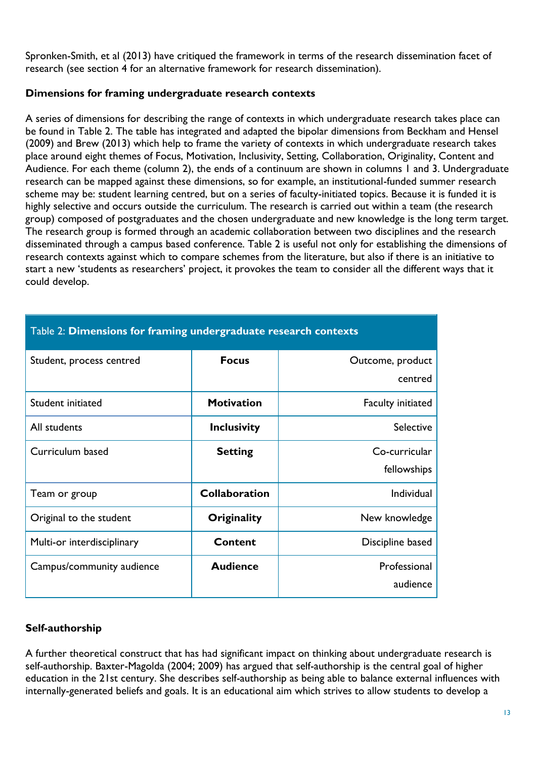Spronken-Smith, et al (2013) have critiqued the framework in terms of the research dissemination facet of research (see section 4 for an alternative framework for research dissemination).

**Dimensions for framing undergraduate research contexts**

A series of dimensions for describing the range of contexts in which undergraduate research takes place can be found in Table 2. The table has integrated and adapted the bipolar dimensions from Beckham and Hensel (2009) and Brew (2013) which help to frame the variety of contexts in which undergraduate research takes place around eight themes of Focus, Motivation, Inclusivity, Setting, Collaboration, Originality, Content and Audience. For each theme (column 2), the ends of a continuum are shown in columns 1 and 3. Undergraduate research can be mapped against these dimensions, so for example, an institutional-funded summer research scheme may be: student learning centred, but on a series of faculty-initiated topics. Because it is funded it is highly selective and occurs outside the curriculum. The research is carried out within a team (the research group) composed of postgraduates and the chosen undergraduate and new knowledge is the long term target. The research group is formed through an academic collaboration between two disciplines and the research disseminated through a campus based conference. Table 2 is useful not only for establishing the dimensions of research contexts against which to compare schemes from the literature, but also if there is an initiative to start a new 'students as researchers' project, it provokes the team to consider all the different ways that it could develop.

Table 2: **Dimensions for framing undergraduate research contexts**

| | | |
|---|---|---|
| Student, process centred | **Focus** | Outcome, product centred |
| Student initiated | **Motivation** | Faculty initiated |
| All students | **Inclusivity** | Selective |
| Curriculum based | **Setting** | Co-curricular fellowships |
| Team or group | **Collaboration** | Individual |
| Original to the student | **Originality** | New knowledge |
| Multi-or interdisciplinary | **Content** | Discipline based |
| Campus/community audience | **Audience** | Professional audience |

**Self-authorship**

A further theoretical construct that has had significant impact on thinking about undergraduate research is self-authorship. Baxter-Magolda (2004; 2009) has argued that self-authorship is the central goal of higher education in the 21st century. She describes self-authorship as being able to balance external influences with internally-generated beliefs and goals. It is an educational aim which strives to allow students to develop a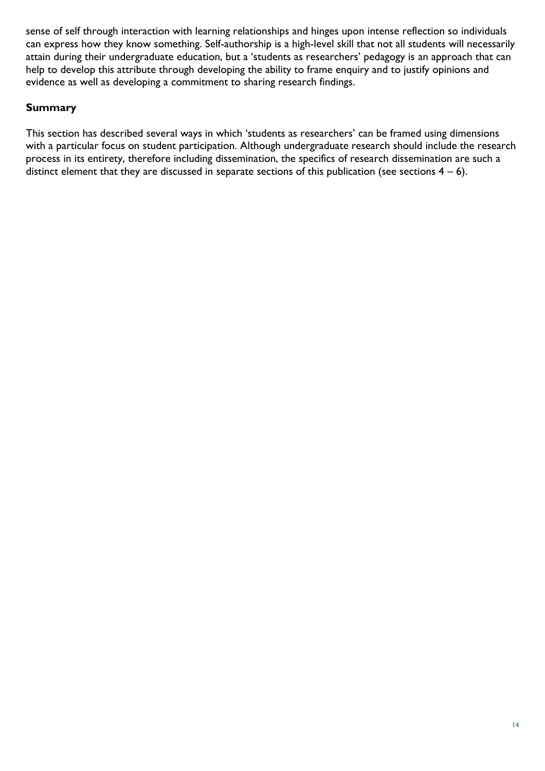sense of self through interaction with learning relationships and hinges upon intense reflection so individuals can express how they know something. Self-authorship is a high-level skill that not all students will necessarily attain during their undergraduate education, but a 'students as researchers' pedagogy is an approach that can help to develop this attribute through developing the ability to frame enquiry and to justify opinions and evidence as well as developing a commitment to sharing research findings.

## Summary

This section has described several ways in which 'students as researchers' can be framed using dimensions with a particular focus on student participation. Although undergraduate research should include the research process in its entirety, therefore including dissemination, the specifics of research dissemination are such a distinct element that they are discussed in separate sections of this publication (see sections 4 – 6).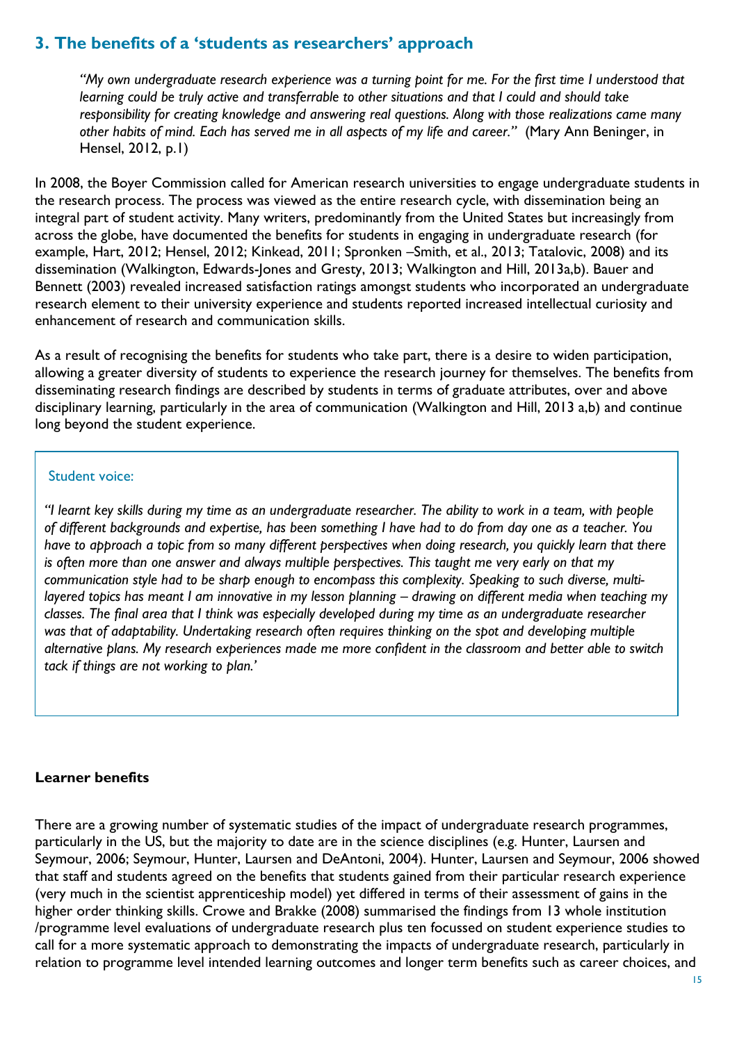## 3. The benefits of a 'students as researchers' approach

> *"My own undergraduate research experience was a turning point for me. For the first time I understood that learning could be truly active and transferrable to other situations and that I could and should take responsibility for creating knowledge and answering real questions. Along with those realizations came many other habits of mind. Each has served me in all aspects of my life and career."* (Mary Ann Beninger, in Hensel, 2012, p.1)

In 2008, the Boyer Commission called for American research universities to engage undergraduate students in the research process. The process was viewed as the entire research cycle, with dissemination being an integral part of student activity. Many writers, predominantly from the United States but increasingly from across the globe, have documented the benefits for students in engaging in undergraduate research (for example, Hart, 2012; Hensel, 2012; Kinkead, 2011; Spronken –Smith, et al., 2013; Tatalovic, 2008) and its dissemination (Walkington, Edwards-Jones and Gresty, 2013; Walkington and Hill, 2013a,b). Bauer and Bennett (2003) revealed increased satisfaction ratings amongst students who incorporated an undergraduate research element to their university experience and students reported increased intellectual curiosity and enhancement of research and communication skills.

As a result of recognising the benefits for students who take part, there is a desire to widen participation, allowing a greater diversity of students to experience the research journey for themselves. The benefits from disseminating research findings are described by students in terms of graduate attributes, over and above disciplinary learning, particularly in the area of communication (Walkington and Hill, 2013 a,b) and continue long beyond the student experience.

> Student voice:
>
> *"I learnt key skills during my time as an undergraduate researcher. The ability to work in a team, with people of different backgrounds and expertise, has been something I have had to do from day one as a teacher. You have to approach a topic from so many different perspectives when doing research, you quickly learn that there is often more than one answer and always multiple perspectives. This taught me very early on that my communication style had to be sharp enough to encompass this complexity. Speaking to such diverse, multi-layered topics has meant I am innovative in my lesson planning – drawing on different media when teaching my classes. The final area that I think was especially developed during my time as an undergraduate researcher was that of adaptability. Undertaking research often requires thinking on the spot and developing multiple alternative plans. My research experiences made me more confident in the classroom and better able to switch tack if things are not working to plan.'*

**Learner benefits**

There are a growing number of systematic studies of the impact of undergraduate research programmes, particularly in the US, but the majority to date are in the science disciplines (e.g. Hunter, Laursen and Seymour, 2006; Seymour, Hunter, Laursen and DeAntoni, 2004). Hunter, Laursen and Seymour, 2006 showed that staff and students agreed on the benefits that students gained from their particular research experience (very much in the scientist apprenticeship model) yet differed in terms of their assessment of gains in the higher order thinking skills. Crowe and Brakke (2008) summarised the findings from 13 whole institution /programme level evaluations of undergraduate research plus ten focussed on student experience studies to call for a more systematic approach to demonstrating the impacts of undergraduate research, particularly in relation to programme level intended learning outcomes and longer term benefits such as career choices, and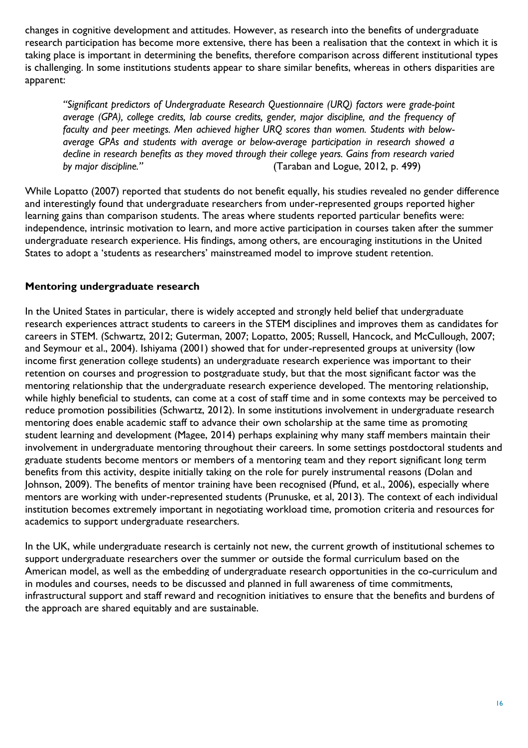changes in cognitive development and attitudes. However, as research into the benefits of undergraduate research participation has become more extensive, there has been a realisation that the context in which it is taking place is important in determining the benefits, therefore comparison across different institutional types is challenging. In some institutions students appear to share similar benefits, whereas in others disparities are apparent:

> *"Significant predictors of Undergraduate Research Questionnaire (URQ) factors were grade-point average (GPA), college credits, lab course credits, gender, major discipline, and the frequency of faculty and peer meetings. Men achieved higher URQ scores than women. Students with below-average GPAs and students with average or below-average participation in research showed a decline in research benefits as they moved through their college years. Gains from research varied by major discipline."* (Taraban and Logue, 2012, p. 499)

While Lopatto (2007) reported that students do not benefit equally, his studies revealed no gender difference and interestingly found that undergraduate researchers from under-represented groups reported higher learning gains than comparison students. The areas where students reported particular benefits were: independence, intrinsic motivation to learn, and more active participation in courses taken after the summer undergraduate research experience. His findings, among others, are encouraging institutions in the United States to adopt a 'students as researchers' mainstreamed model to improve student retention.

## Mentoring undergraduate research

In the United States in particular, there is widely accepted and strongly held belief that undergraduate research experiences attract students to careers in the STEM disciplines and improves them as candidates for careers in STEM. (Schwartz, 2012; Guterman, 2007; Lopatto, 2005; Russell, Hancock, and McCullough, 2007; and Seymour et al., 2004). Ishiyama (2001) showed that for under-represented groups at university (low income first generation college students) an undergraduate research experience was important to their retention on courses and progression to postgraduate study, but that the most significant factor was the mentoring relationship that the undergraduate research experience developed. The mentoring relationship, while highly beneficial to students, can come at a cost of staff time and in some contexts may be perceived to reduce promotion possibilities (Schwartz, 2012). In some institutions involvement in undergraduate research mentoring does enable academic staff to advance their own scholarship at the same time as promoting student learning and development (Magee, 2014) perhaps explaining why many staff members maintain their involvement in undergraduate mentoring throughout their careers. In some settings postdoctoral students and graduate students become mentors or members of a mentoring team and they report significant long term benefits from this activity, despite initially taking on the role for purely instrumental reasons (Dolan and Johnson, 2009). The benefits of mentor training have been recognised (Pfund, et al., 2006), especially where mentors are working with under-represented students (Prunuske, et al, 2013). The context of each individual institution becomes extremely important in negotiating workload time, promotion criteria and resources for academics to support undergraduate researchers.

In the UK, while undergraduate research is certainly not new, the current growth of institutional schemes to support undergraduate researchers over the summer or outside the formal curriculum based on the American model, as well as the embedding of undergraduate research opportunities in the co-curriculum and in modules and courses, needs to be discussed and planned in full awareness of time commitments, infrastructural support and staff reward and recognition initiatives to ensure that the benefits and burdens of the approach are shared equitably and are sustainable.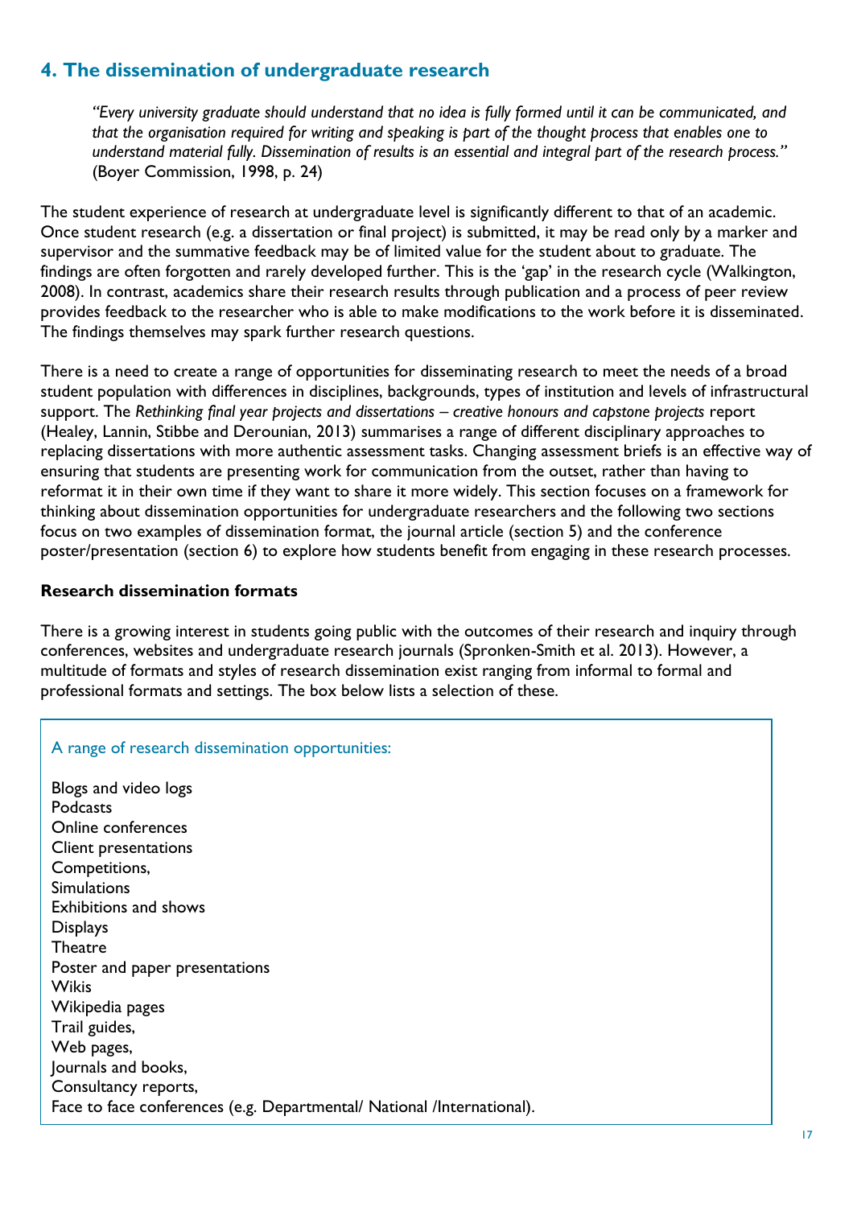## 4. The dissemination of undergraduate research

> *"Every university graduate should understand that no idea is fully formed until it can be communicated, and that the organisation required for writing and speaking is part of the thought process that enables one to understand material fully. Dissemination of results is an essential and integral part of the research process."* (Boyer Commission, 1998, p. 24)

The student experience of research at undergraduate level is significantly different to that of an academic. Once student research (e.g. a dissertation or final project) is submitted, it may be read only by a marker and supervisor and the summative feedback may be of limited value for the student about to graduate. The findings are often forgotten and rarely developed further. This is the 'gap' in the research cycle (Walkington, 2008). In contrast, academics share their research results through publication and a process of peer review provides feedback to the researcher who is able to make modifications to the work before it is disseminated. The findings themselves may spark further research questions.

There is a need to create a range of opportunities for disseminating research to meet the needs of a broad student population with differences in disciplines, backgrounds, types of institution and levels of infrastructural support. The *Rethinking final year projects and dissertations – creative honours and capstone projects* report (Healey, Lannin, Stibbe and Derounian, 2013) summarises a range of different disciplinary approaches to replacing dissertations with more authentic assessment tasks. Changing assessment briefs is an effective way of ensuring that students are presenting work for communication from the outset, rather than having to reformat it in their own time if they want to share it more widely. This section focuses on a framework for thinking about dissemination opportunities for undergraduate researchers and the following two sections focus on two examples of dissemination format, the journal article (section 5) and the conference poster/presentation (section 6) to explore how students benefit from engaging in these research processes.

**Research dissemination formats**

There is a growing interest in students going public with the outcomes of their research and inquiry through conferences, websites and undergraduate research journals (Spronken-Smith et al. 2013). However, a multitude of formats and styles of research dissemination exist ranging from informal to formal and professional formats and settings. The box below lists a selection of these.

A range of research dissemination opportunities:

Blogs and video logs
Podcasts
Online conferences
Client presentations
Competitions,
Simulations
Exhibitions and shows
Displays
Theatre
Poster and paper presentations
Wikis
Wikipedia pages
Trail guides,
Web pages,
Journals and books,
Consultancy reports,
Face to face conferences (e.g. Departmental/ National /International).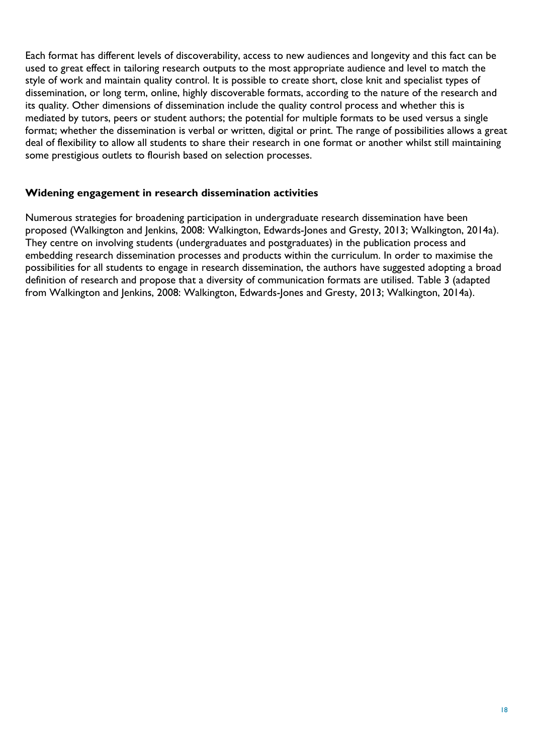Each format has different levels of discoverability, access to new audiences and longevity and this fact can be used to great effect in tailoring research outputs to the most appropriate audience and level to match the style of work and maintain quality control. It is possible to create short, close knit and specialist types of dissemination, or long term, online, highly discoverable formats, according to the nature of the research and its quality. Other dimensions of dissemination include the quality control process and whether this is mediated by tutors, peers or student authors; the potential for multiple formats to be used versus a single format; whether the dissemination is verbal or written, digital or print. The range of possibilities allows a great deal of flexibility to allow all students to share their research in one format or another whilst still maintaining some prestigious outlets to flourish based on selection processes.

## Widening engagement in research dissemination activities

Numerous strategies for broadening participation in undergraduate research dissemination have been proposed (Walkington and Jenkins, 2008: Walkington, Edwards-Jones and Gresty, 2013; Walkington, 2014a). They centre on involving students (undergraduates and postgraduates) in the publication process and embedding research dissemination processes and products within the curriculum. In order to maximise the possibilities for all students to engage in research dissemination, the authors have suggested adopting a broad definition of research and propose that a diversity of communication formats are utilised. Table 3 (adapted from Walkington and Jenkins, 2008: Walkington, Edwards-Jones and Gresty, 2013; Walkington, 2014a).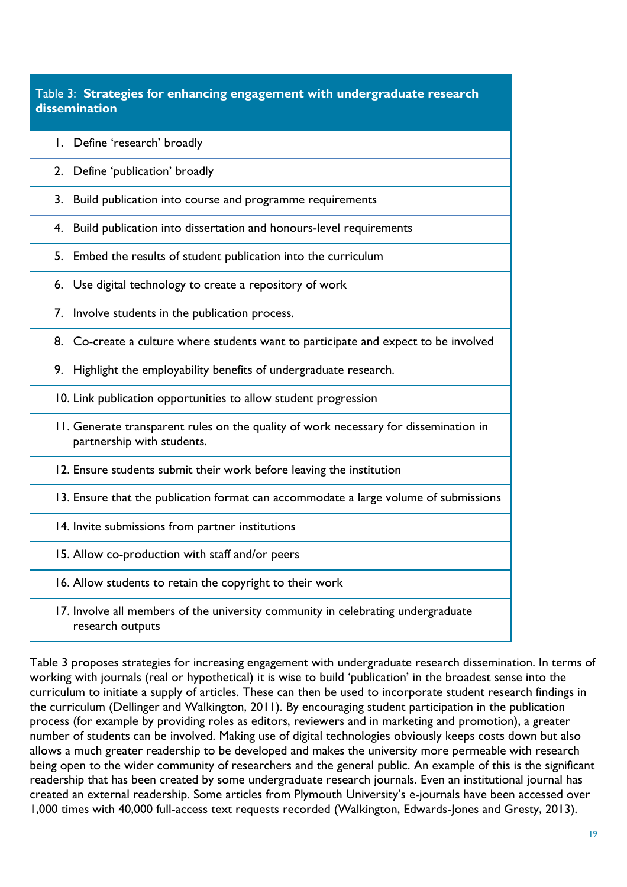| Table 3: **Strategies for enhancing engagement with undergraduate research dissemination** |
| --- |
| 1. Define 'research' broadly |
| 2. Define 'publication' broadly |
| 3. Build publication into course and programme requirements |
| 4. Build publication into dissertation and honours-level requirements |
| 5. Embed the results of student publication into the curriculum |
| 6. Use digital technology to create a repository of work |
| 7. Involve students in the publication process. |
| 8. Co-create a culture where students want to participate and expect to be involved |
| 9. Highlight the employability benefits of undergraduate research. |
| 10. Link publication opportunities to allow student progression |
| 11. Generate transparent rules on the quality of work necessary for dissemination in partnership with students. |
| 12. Ensure students submit their work before leaving the institution |
| 13. Ensure that the publication format can accommodate a large volume of submissions |
| 14. Invite submissions from partner institutions |
| 15. Allow co-production with staff and/or peers |
| 16. Allow students to retain the copyright to their work |
| 17. Involve all members of the university community in celebrating undergraduate research outputs |

Table 3 proposes strategies for increasing engagement with undergraduate research dissemination. In terms of working with journals (real or hypothetical) it is wise to build 'publication' in the broadest sense into the curriculum to initiate a supply of articles. These can then be used to incorporate student research findings in the curriculum (Dellinger and Walkington, 2011). By encouraging student participation in the publication process (for example by providing roles as editors, reviewers and in marketing and promotion), a greater number of students can be involved. Making use of digital technologies obviously keeps costs down but also allows a much greater readership to be developed and makes the university more permeable with research being open to the wider community of researchers and the general public. An example of this is the significant readership that has been created by some undergraduate research journals. Even an institutional journal has created an external readership. Some articles from Plymouth University's e-journals have been accessed over 1,000 times with 40,000 full-access text requests recorded (Walkington, Edwards-Jones and Gresty, 2013).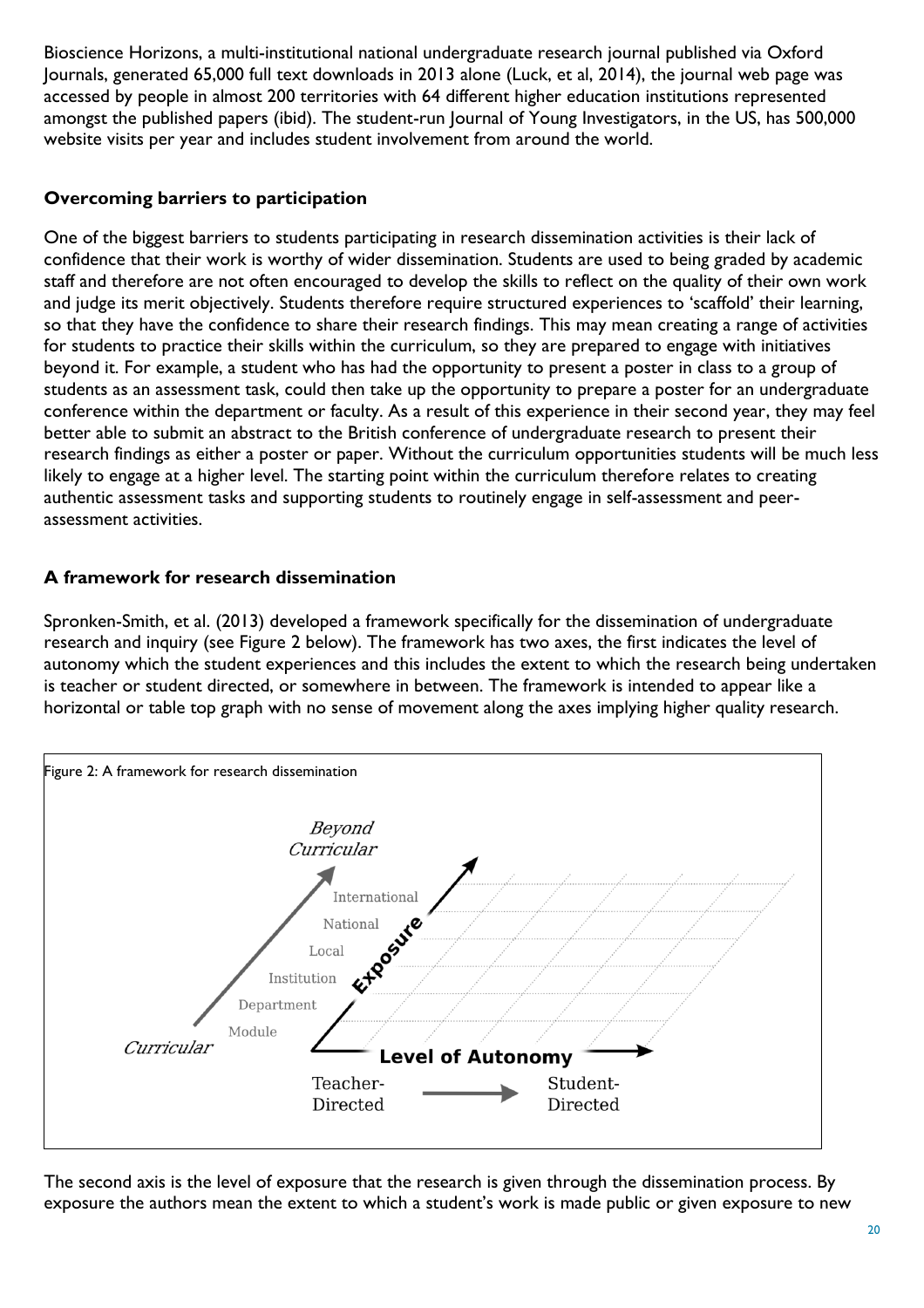Bioscience Horizons, a multi-institutional national undergraduate research journal published via Oxford Journals, generated 65,000 full text downloads in 2013 alone (Luck, et al, 2014), the journal web page was accessed by people in almost 200 territories with 64 different higher education institutions represented amongst the published papers (ibid). The student-run Journal of Young Investigators, in the US, has 500,000 website visits per year and includes student involvement from around the world.

## Overcoming barriers to participation

One of the biggest barriers to students participating in research dissemination activities is their lack of confidence that their work is worthy of wider dissemination. Students are used to being graded by academic staff and therefore are not often encouraged to develop the skills to reflect on the quality of their own work and judge its merit objectively. Students therefore require structured experiences to 'scaffold' their learning, so that they have the confidence to share their research findings. This may mean creating a range of activities for students to practice their skills within the curriculum, so they are prepared to engage with initiatives beyond it. For example, a student who has had the opportunity to present a poster in class to a group of students as an assessment task, could then take up the opportunity to prepare a poster for an undergraduate conference within the department or faculty. As a result of this experience in their second year, they may feel better able to submit an abstract to the British conference of undergraduate research to present their research findings as either a poster or paper. Without the curriculum opportunities students will be much less likely to engage at a higher level. The starting point within the curriculum therefore relates to creating authentic assessment tasks and supporting students to routinely engage in self-assessment and peer-assessment activities.

## A framework for research dissemination

Spronken-Smith, et al. (2013) developed a framework specifically for the dissemination of undergraduate research and inquiry (see Figure 2 below). The framework has two axes, the first indicates the level of autonomy which the student experiences and this includes the extent to which the research being undertaken is teacher or student directed, or somewhere in between. The framework is intended to appear like a horizontal or table top graph with no sense of movement along the axes implying higher quality research.

Figure 2: A framework for research dissemination

Beyond Curricular

International

National

Local

Institution

Department

Module

Curricular

Exposure

Level of Autonomy

Teacher-Directed

Student-Directed

The second axis is the level of exposure that the research is given through the dissemination process. By exposure the authors mean the extent to which a student's work is made public or given exposure to new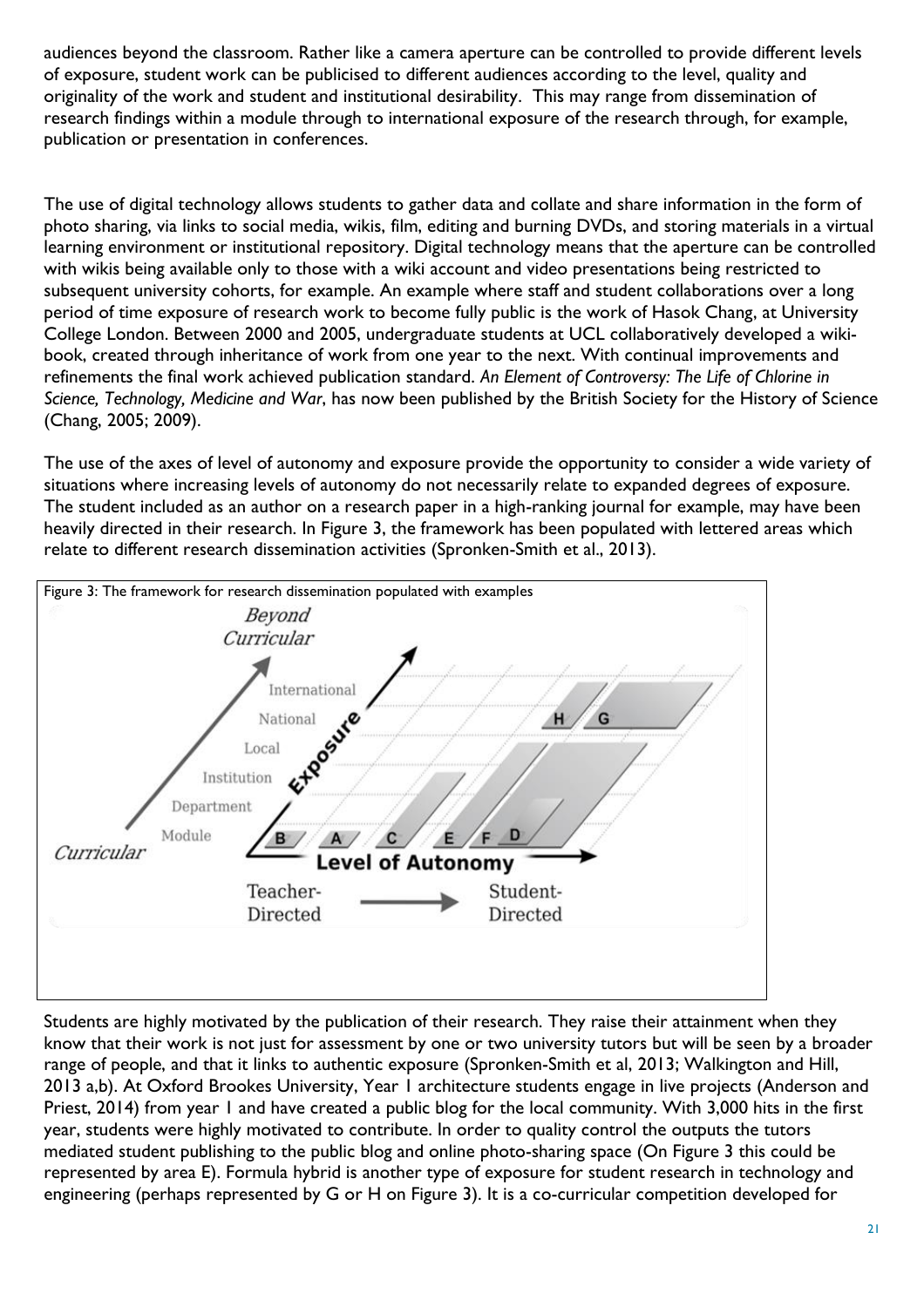audiences beyond the classroom. Rather like a camera aperture can be controlled to provide different levels of exposure, student work can be publicised to different audiences according to the level, quality and originality of the work and student and institutional desirability. This may range from dissemination of research findings within a module through to international exposure of the research through, for example, publication or presentation in conferences.

The use of digital technology allows students to gather data and collate and share information in the form of photo sharing, via links to social media, wikis, film, editing and burning DVDs, and storing materials in a virtual learning environment or institutional repository. Digital technology means that the aperture can be controlled with wikis being available only to those with a wiki account and video presentations being restricted to subsequent university cohorts, for example. An example where staff and student collaborations over a long period of time exposure of research work to become fully public is the work of Hasok Chang, at University College London. Between 2000 and 2005, undergraduate students at UCL collaboratively developed a wiki-book, created through inheritance of work from one year to the next. With continual improvements and refinements the final work achieved publication standard. *An Element of Controversy: The Life of Chlorine in Science, Technology, Medicine and War*, has now been published by the British Society for the History of Science (Chang, 2005; 2009).

The use of the axes of level of autonomy and exposure provide the opportunity to consider a wide variety of situations where increasing levels of autonomy do not necessarily relate to expanded degrees of exposure. The student included as an author on a research paper in a high-ranking journal for example, may have been heavily directed in their research. In Figure 3, the framework has been populated with lettered areas which relate to different research dissemination activities (Spronken-Smith et al., 2013).

Figure 3: The framework for research dissemination populated with examples

Beyond Curricular
Curricular
International
National
Local
Institution
Department
Module
Exposure
Level of Autonomy
Teacher-Directed
Student-Directed
B A C E F D H G

Students are highly motivated by the publication of their research. They raise their attainment when they know that their work is not just for assessment by one or two university tutors but will be seen by a broader range of people, and that it links to authentic exposure (Spronken-Smith et al, 2013; Walkington and Hill, 2013 a,b). At Oxford Brookes University, Year 1 architecture students engage in live projects (Anderson and Priest, 2014) from year 1 and have created a public blog for the local community. With 3,000 hits in the first year, students were highly motivated to contribute. In order to quality control the outputs the tutors mediated student publishing to the public blog and online photo-sharing space (On Figure 3 this could be represented by area E). Formula hybrid is another type of exposure for student research in technology and engineering (perhaps represented by G or H on Figure 3). It is a co-curricular competition developed for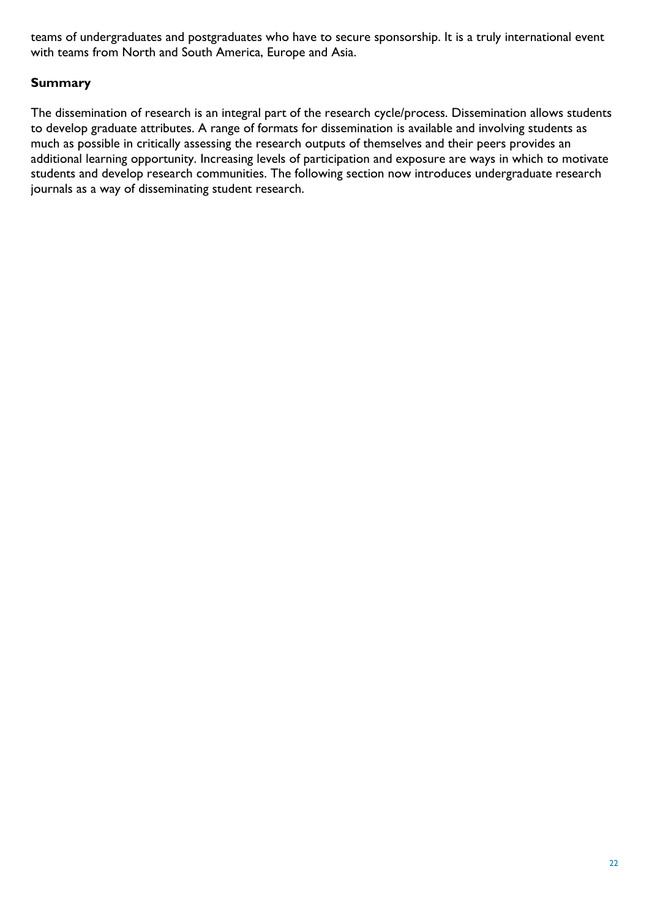teams of undergraduates and postgraduates who have to secure sponsorship. It is a truly international event with teams from North and South America, Europe and Asia.

## Summary

The dissemination of research is an integral part of the research cycle/process. Dissemination allows students to develop graduate attributes. A range of formats for dissemination is available and involving students as much as possible in critically assessing the research outputs of themselves and their peers provides an additional learning opportunity. Increasing levels of participation and exposure are ways in which to motivate students and develop research communities. The following section now introduces undergraduate research journals as a way of disseminating student research.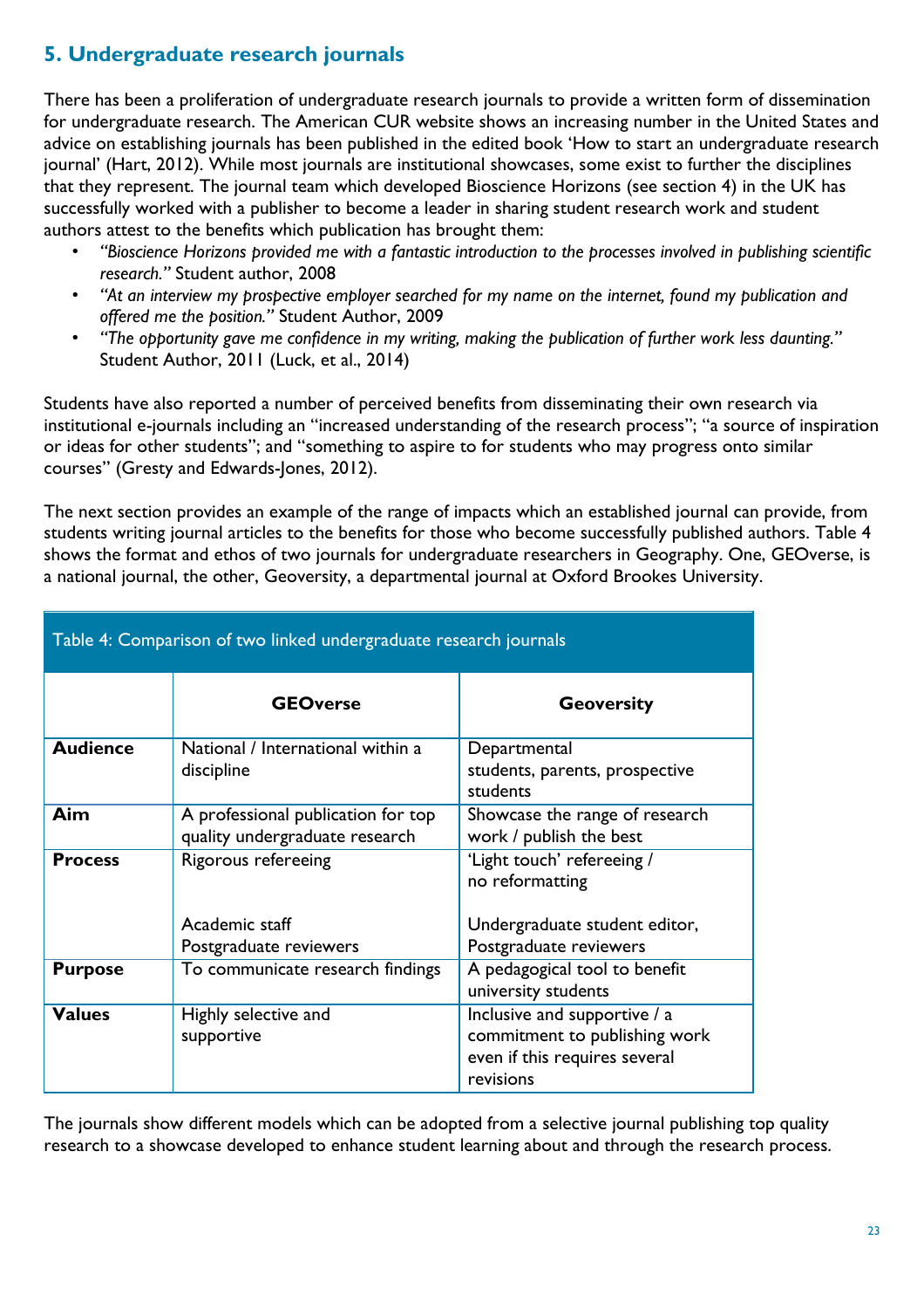## 5. Undergraduate research journals

There has been a proliferation of undergraduate research journals to provide a written form of dissemination for undergraduate research. The American CUR website shows an increasing number in the United States and advice on establishing journals has been published in the edited book 'How to start an undergraduate research journal' (Hart, 2012). While most journals are institutional showcases, some exist to further the disciplines that they represent. The journal team which developed Bioscience Horizons (see section 4) in the UK has successfully worked with a publisher to become a leader in sharing student research work and student authors attest to the benefits which publication has brought them:

- *"Bioscience Horizons provided me with a fantastic introduction to the processes involved in publishing scientific research."* Student author, 2008
- *"At an interview my prospective employer searched for my name on the internet, found my publication and offered me the position."* Student Author, 2009
- *"The opportunity gave me confidence in my writing, making the publication of further work less daunting."* Student Author, 2011 (Luck, et al., 2014)

Students have also reported a number of perceived benefits from disseminating their own research via institutional e-journals including an "increased understanding of the research process"; "a source of inspiration or ideas for other students"; and "something to aspire to for students who may progress onto similar courses" (Gresty and Edwards-Jones, 2012).

The next section provides an example of the range of impacts which an established journal can provide, from students writing journal articles to the benefits for those who become successfully published authors. Table 4 shows the format and ethos of two journals for undergraduate researchers in Geography. One, GEOverse, is a national journal, the other, Geoversity, a departmental journal at Oxford Brookes University.

Table 4: Comparison of two linked undergraduate research journals

| | GEOverse | Geoversity |
|---|---|---|
| **Audience** | National / International within a discipline | Departmental students, parents, prospective students |
| **Aim** | A professional publication for top quality undergraduate research | Showcase the range of research work / publish the best |
| **Process** | Rigorous refereeing<br><br>Academic staff<br>Postgraduate reviewers | 'Light touch' refereeing / no reformatting<br><br>Undergraduate student editor, Postgraduate reviewers |
| **Purpose** | To communicate research findings | A pedagogical tool to benefit university students |
| **Values** | Highly selective and supportive | Inclusive and supportive / a commitment to publishing work even if this requires several revisions |

The journals show different models which can be adopted from a selective journal publishing top quality research to a showcase developed to enhance student learning about and through the research process.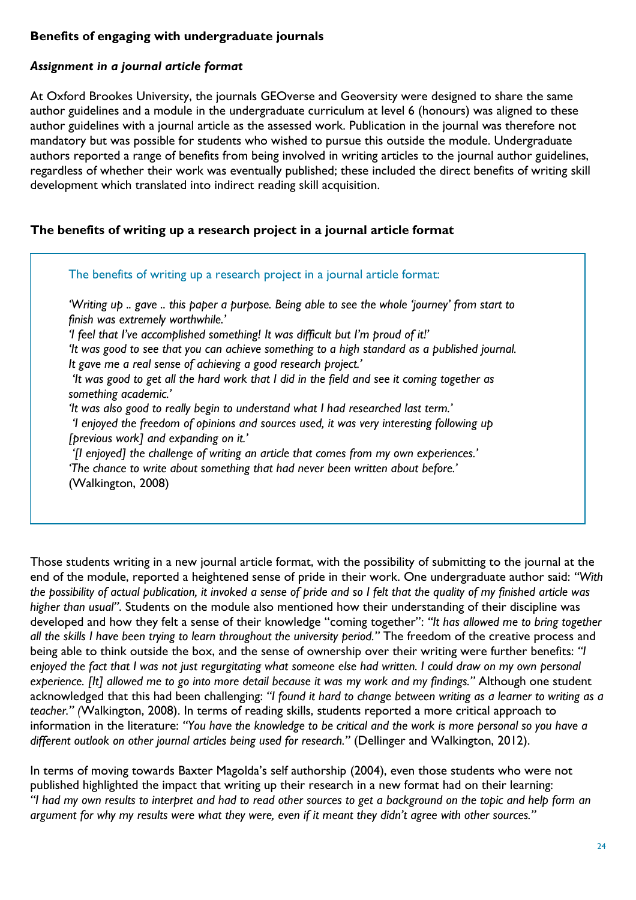**Benefits of engaging with undergraduate journals**

***Assignment in a journal article format***

At Oxford Brookes University, the journals GEOverse and Geoversity were designed to share the same author guidelines and a module in the undergraduate curriculum at level 6 (honours) was aligned to these author guidelines with a journal article as the assessed work. Publication in the journal was therefore not mandatory but was possible for students who wished to pursue this outside the module. Undergraduate authors reported a range of benefits from being involved in writing articles to the journal author guidelines, regardless of whether their work was eventually published; these included the direct benefits of writing skill development which translated into indirect reading skill acquisition.

**The benefits of writing up a research project in a journal article format**

> The benefits of writing up a research project in a journal article format:
>
> *'Writing up .. gave .. this paper a purpose. Being able to see the whole 'journey' from start to finish was extremely worthwhile.'*
> *'I feel that I've accomplished something! It was difficult but I'm proud of it!'*
> *'It was good to see that you can achieve something to a high standard as a published journal. It gave me a real sense of achieving a good research project.'*
> *'It was good to get all the hard work that I did in the field and see it coming together as something academic.'*
> *'It was also good to really begin to understand what I had researched last term.'*
> *'I enjoyed the freedom of opinions and sources used, it was very interesting following up [previous work] and expanding on it.'*
> *'[I enjoyed] the challenge of writing an article that comes from my own experiences.'*
> *'The chance to write about something that had never been written about before.'*
> (Walkington, 2008)

Those students writing in a new journal article format, with the possibility of submitting to the journal at the end of the module, reported a heightened sense of pride in their work. One undergraduate author said: *"With the possibility of actual publication, it invoked a sense of pride and so I felt that the quality of my finished article was higher than usual"*. Students on the module also mentioned how their understanding of their discipline was developed and how they felt a sense of their knowledge "coming together": *"It has allowed me to bring together all the skills I have been trying to learn throughout the university period."* The freedom of the creative process and being able to think outside the box, and the sense of ownership over their writing were further benefits: *"I enjoyed the fact that I was not just regurgitating what someone else had written. I could draw on my own personal experience. [It] allowed me to go into more detail because it was my work and my findings."* Although one student acknowledged that this had been challenging: *"I found it hard to change between writing as a learner to writing as a teacher." (*Walkington, 2008). In terms of reading skills, students reported a more critical approach to information in the literature: *"You have the knowledge to be critical and the work is more personal so you have a different outlook on other journal articles being used for research."* (Dellinger and Walkington, 2012).

In terms of moving towards Baxter Magolda's self authorship (2004), even those students who were not published highlighted the impact that writing up their research in a new format had on their learning: *"I had my own results to interpret and had to read other sources to get a background on the topic and help form an argument for why my results were what they were, even if it meant they didn't agree with other sources."*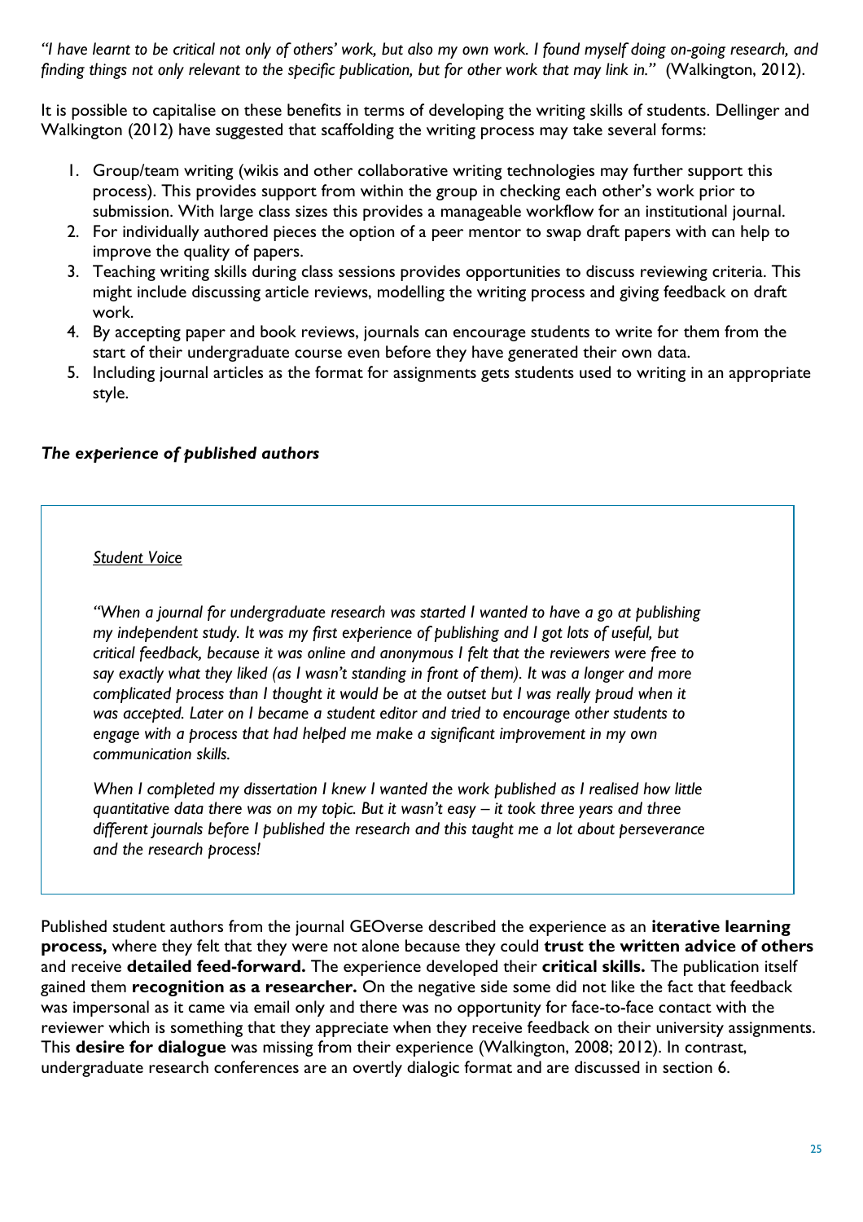*"I have learnt to be critical not only of others' work, but also my own work. I found myself doing on-going research, and finding things not only relevant to the specific publication, but for other work that may link in."* (Walkington, 2012).

It is possible to capitalise on these benefits in terms of developing the writing skills of students. Dellinger and Walkington (2012) have suggested that scaffolding the writing process may take several forms:

1. Group/team writing (wikis and other collaborative writing technologies may further support this process). This provides support from within the group in checking each other's work prior to submission. With large class sizes this provides a manageable workflow for an institutional journal.
2. For individually authored pieces the option of a peer mentor to swap draft papers with can help to improve the quality of papers.
3. Teaching writing skills during class sessions provides opportunities to discuss reviewing criteria. This might include discussing article reviews, modelling the writing process and giving feedback on draft work.
4. By accepting paper and book reviews, journals can encourage students to write for them from the start of their undergraduate course even before they have generated their own data.
5. Including journal articles as the format for assignments gets students used to writing in an appropriate style.

### *The experience of published authors*

> *Student Voice*
>
> *"When a journal for undergraduate research was started I wanted to have a go at publishing my independent study. It was my first experience of publishing and I got lots of useful, but critical feedback, because it was online and anonymous I felt that the reviewers were free to say exactly what they liked (as I wasn't standing in front of them). It was a longer and more complicated process than I thought it would be at the outset but I was really proud when it was accepted. Later on I became a student editor and tried to encourage other students to engage with a process that had helped me make a significant improvement in my own communication skills.*
>
> *When I completed my dissertation I knew I wanted the work published as I realised how little quantitative data there was on my topic. But it wasn't easy – it took three years and three different journals before I published the research and this taught me a lot about perseverance and the research process!*

Published student authors from the journal GEOverse described the experience as an **iterative learning process,** where they felt that they were not alone because they could **trust the written advice of others** and receive **detailed feed-forward.** The experience developed their **critical skills.** The publication itself gained them **recognition as a researcher.** On the negative side some did not like the fact that feedback was impersonal as it came via email only and there was no opportunity for face-to-face contact with the reviewer which is something that they appreciate when they receive feedback on their university assignments. This **desire for dialogue** was missing from their experience (Walkington, 2008; 2012). In contrast, undergraduate research conferences are an overtly dialogic format and are discussed in section 6.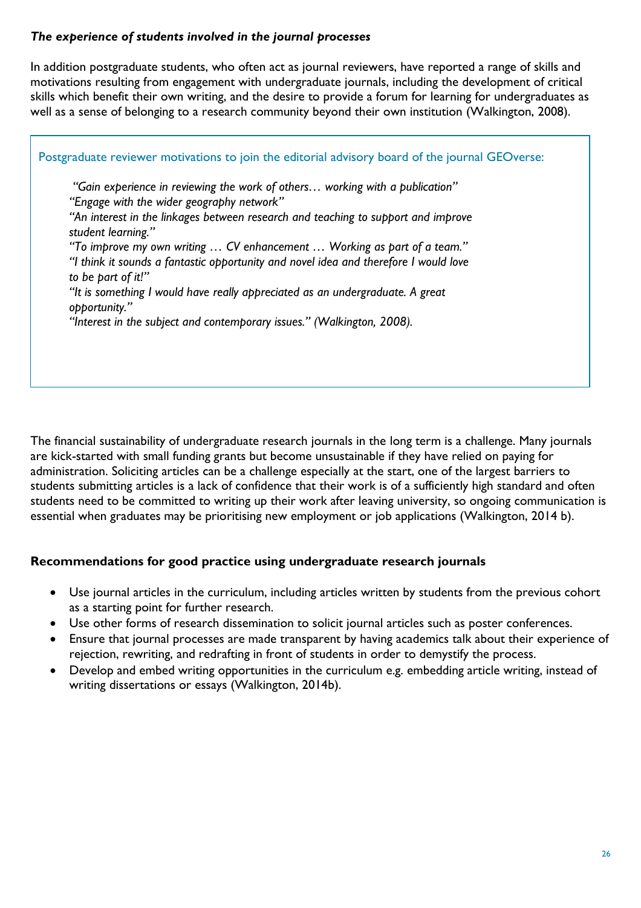***The experience of students involved in the journal processes***

In addition postgraduate students, who often act as journal reviewers, have reported a range of skills and motivations resulting from engagement with undergraduate journals, including the development of critical skills which benefit their own writing, and the desire to provide a forum for learning for undergraduates as well as a sense of belonging to a research community beyond their own institution (Walkington, 2008).

> Postgraduate reviewer motivations to join the editorial advisory board of the journal GEOverse:
>
> *"Gain experience in reviewing the work of others… working with a publication"*
> *"Engage with the wider geography network"*
> *"An interest in the linkages between research and teaching to support and improve student learning."*
> *"To improve my own writing … CV enhancement … Working as part of a team."*
> *"I think it sounds a fantastic opportunity and novel idea and therefore I would love to be part of it!"*
> *"It is something I would have really appreciated as an undergraduate. A great opportunity."*
> *"Interest in the subject and contemporary issues." (Walkington, 2008).*

The financial sustainability of undergraduate research journals in the long term is a challenge. Many journals are kick-started with small funding grants but become unsustainable if they have relied on paying for administration. Soliciting articles can be a challenge especially at the start, one of the largest barriers to students submitting articles is a lack of confidence that their work is of a sufficiently high standard and often students need to be committed to writing up their work after leaving university, so ongoing communication is essential when graduates may be prioritising new employment or job applications (Walkington, 2014 b).

**Recommendations for good practice using undergraduate research journals**

- Use journal articles in the curriculum, including articles written by students from the previous cohort as a starting point for further research.
- Use other forms of research dissemination to solicit journal articles such as poster conferences.
- Ensure that journal processes are made transparent by having academics talk about their experience of rejection, rewriting, and redrafting in front of students in order to demystify the process.
- Develop and embed writing opportunities in the curriculum e.g. embedding article writing, instead of writing dissertations or essays (Walkington, 2014b).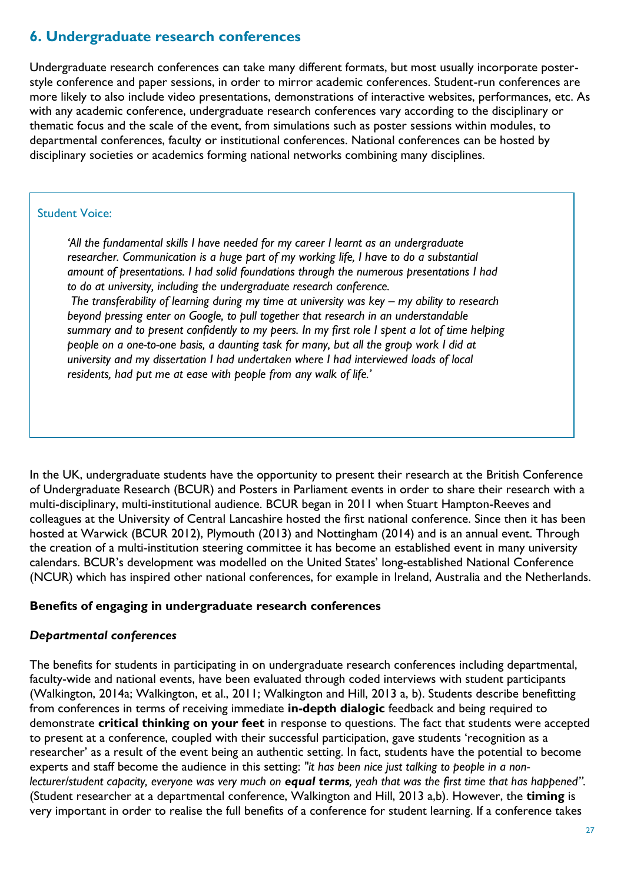## 6. Undergraduate research conferences

Undergraduate research conferences can take many different formats, but most usually incorporate poster-style conference and paper sessions, in order to mirror academic conferences. Student-run conferences are more likely to also include video presentations, demonstrations of interactive websites, performances, etc. As with any academic conference, undergraduate research conferences vary according to the disciplinary or thematic focus and the scale of the event, from simulations such as poster sessions within modules, to departmental conferences, faculty or institutional conferences. National conferences can be hosted by disciplinary societies or academics forming national networks combining many disciplines.

> Student Voice:
>
> *'All the fundamental skills I have needed for my career I learnt as an undergraduate researcher. Communication is a huge part of my working life, I have to do a substantial amount of presentations. I had solid foundations through the numerous presentations I had to do at university, including the undergraduate research conference.*
> *The transferability of learning during my time at university was key – my ability to research beyond pressing enter on Google, to pull together that research in an understandable summary and to present confidently to my peers. In my first role I spent a lot of time helping people on a one-to-one basis, a daunting task for many, but all the group work I did at university and my dissertation I had undertaken where I had interviewed loads of local residents, had put me at ease with people from any walk of life.'*

In the UK, undergraduate students have the opportunity to present their research at the British Conference of Undergraduate Research (BCUR) and Posters in Parliament events in order to share their research with a multi-disciplinary, multi-institutional audience. BCUR began in 2011 when Stuart Hampton-Reeves and colleagues at the University of Central Lancashire hosted the first national conference. Since then it has been hosted at Warwick (BCUR 2012), Plymouth (2013) and Nottingham (2014) and is an annual event. Through the creation of a multi-institution steering committee it has become an established event in many university calendars. BCUR's development was modelled on the United States' long-established National Conference (NCUR) which has inspired other national conferences, for example in Ireland, Australia and the Netherlands.

### Benefits of engaging in undergraduate research conferences

#### *Departmental conferences*

The benefits for students in participating in on undergraduate research conferences including departmental, faculty-wide and national events, have been evaluated through coded interviews with student participants (Walkington, 2014a; Walkington, et al., 2011; Walkington and Hill, 2013 a, b). Students describe benefitting from conferences in terms of receiving immediate **in-depth dialogic** feedback and being required to demonstrate **critical thinking on your feet** in response to questions. The fact that students were accepted to present at a conference, coupled with their successful participation, gave students 'recognition as a researcher' as a result of the event being an authentic setting. In fact, students have the potential to become experts and staff become the audience in this setting: *"it has been nice just talking to people in a non-lecturer/student capacity, everyone was very much on **equal terms**, yeah that was the first time that has happened".* (Student researcher at a departmental conference, Walkington and Hill, 2013 a,b). However, the **timing** is very important in order to realise the full benefits of a conference for student learning. If a conference takes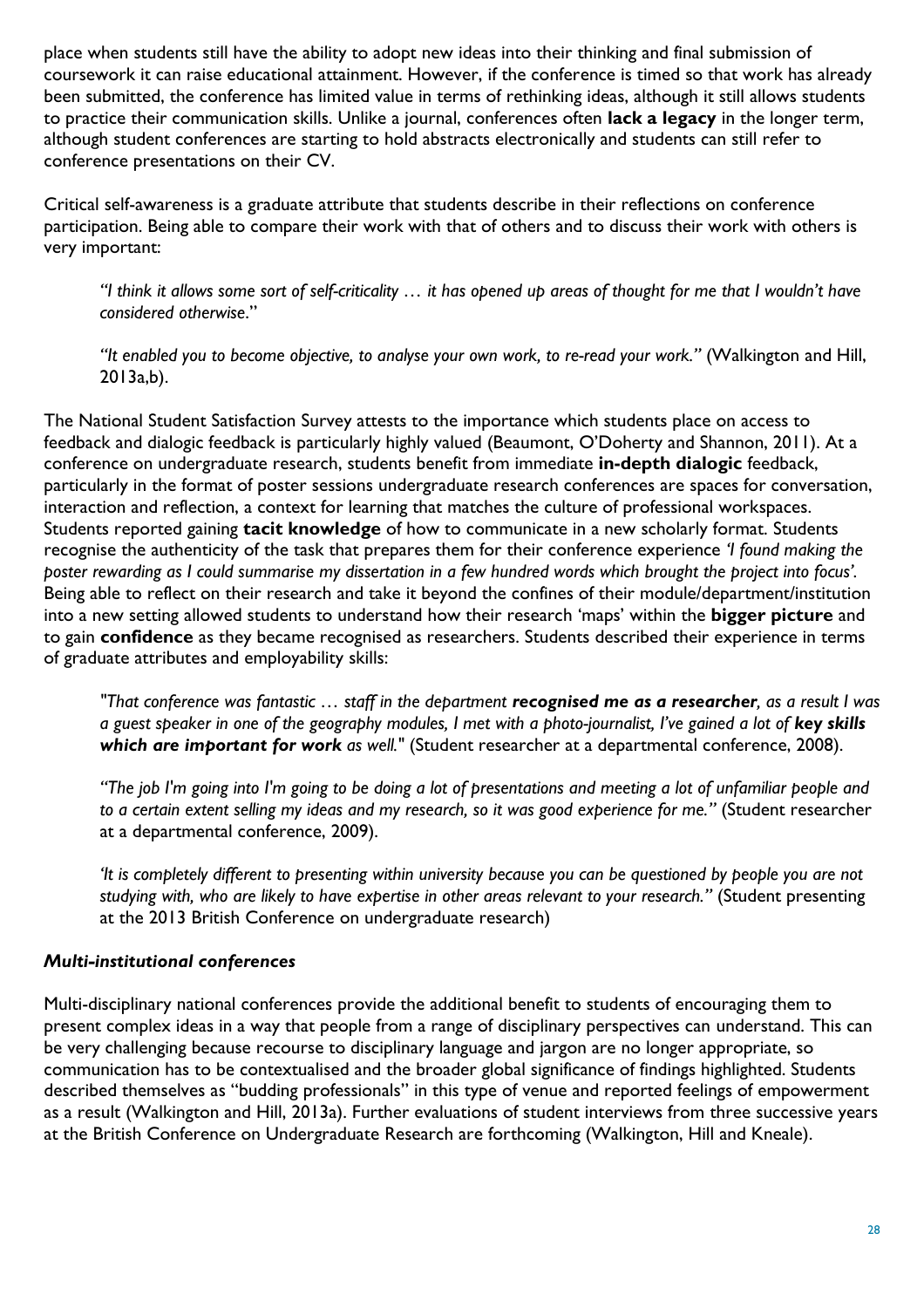place when students still have the ability to adopt new ideas into their thinking and final submission of coursework it can raise educational attainment. However, if the conference is timed so that work has already been submitted, the conference has limited value in terms of rethinking ideas, although it still allows students to practice their communication skills. Unlike a journal, conferences often **lack a legacy** in the longer term, although student conferences are starting to hold abstracts electronically and students can still refer to conference presentations on their CV.

Critical self-awareness is a graduate attribute that students describe in their reflections on conference participation. Being able to compare their work with that of others and to discuss their work with others is very important:

> *"I think it allows some sort of self-criticality … it has opened up areas of thought for me that I wouldn't have considered otherwise*."
>
> *"It enabled you to become objective, to analyse your own work, to re-read your work."* (Walkington and Hill, 2013a,b).

The National Student Satisfaction Survey attests to the importance which students place on access to feedback and dialogic feedback is particularly highly valued (Beaumont, O'Doherty and Shannon, 2011). At a conference on undergraduate research, students benefit from immediate **in-depth dialogic** feedback, particularly in the format of poster sessions undergraduate research conferences are spaces for conversation, interaction and reflection, a context for learning that matches the culture of professional workspaces. Students reported gaining **tacit knowledge** of how to communicate in a new scholarly format. Students recognise the authenticity of the task that prepares them for their conference experience *'I found making the poster rewarding as I could summarise my dissertation in a few hundred words which brought the project into focus'.* Being able to reflect on their research and take it beyond the confines of their module/department/institution into a new setting allowed students to understand how their research 'maps' within the **bigger picture** and to gain **confidence** as they became recognised as researchers. Students described their experience in terms of graduate attributes and employability skills:

> *"That conference was fantastic … staff in the department **recognised me as a researcher**, as a result I was a guest speaker in one of the geography modules, I met with a photo-journalist, I've gained a lot of **key skills which are important for work** as well."* (Student researcher at a departmental conference, 2008).
>
> *"The job I'm going into I'm going to be doing a lot of presentations and meeting a lot of unfamiliar people and to a certain extent selling my ideas and my research, so it was good experience for me."* (Student researcher at a departmental conference, 2009).
>
> *'It is completely different to presenting within university because you can be questioned by people you are not studying with, who are likely to have expertise in other areas relevant to your research."* (Student presenting at the 2013 British Conference on undergraduate research)

### *Multi-institutional conferences*

Multi-disciplinary national conferences provide the additional benefit to students of encouraging them to present complex ideas in a way that people from a range of disciplinary perspectives can understand. This can be very challenging because recourse to disciplinary language and jargon are no longer appropriate, so communication has to be contextualised and the broader global significance of findings highlighted. Students described themselves as "budding professionals" in this type of venue and reported feelings of empowerment as a result (Walkington and Hill, 2013a). Further evaluations of student interviews from three successive years at the British Conference on Undergraduate Research are forthcoming (Walkington, Hill and Kneale).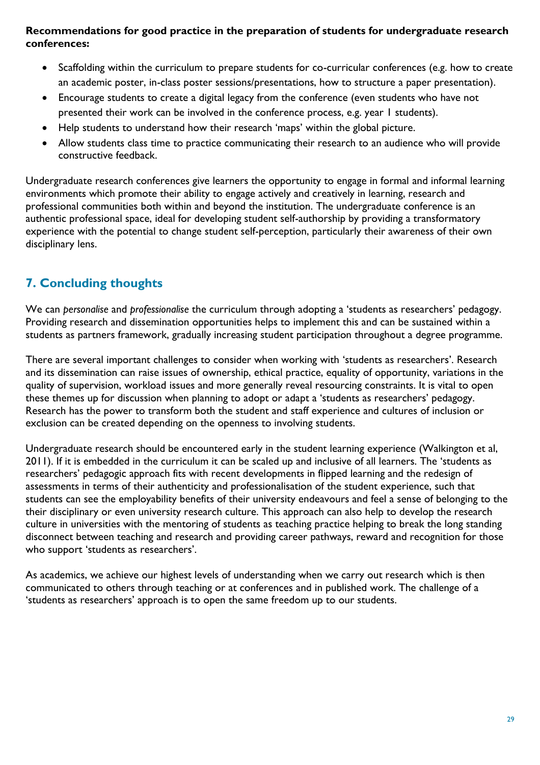**Recommendations for good practice in the preparation of students for undergraduate research conferences:**

- Scaffolding within the curriculum to prepare students for co-curricular conferences (e.g. how to create an academic poster, in-class poster sessions/presentations, how to structure a paper presentation).
- Encourage students to create a digital legacy from the conference (even students who have not presented their work can be involved in the conference process, e.g. year 1 students).
- Help students to understand how their research 'maps' within the global picture.
- Allow students class time to practice communicating their research to an audience who will provide constructive feedback.

Undergraduate research conferences give learners the opportunity to engage in formal and informal learning environments which promote their ability to engage actively and creatively in learning, research and professional communities both within and beyond the institution. The undergraduate conference is an authentic professional space, ideal for developing student self-authorship by providing a transformatory experience with the potential to change student self-perception, particularly their awareness of their own disciplinary lens.

## 7. Concluding thoughts

We can *personalise* and *professionalise* the curriculum through adopting a 'students as researchers' pedagogy. Providing research and dissemination opportunities helps to implement this and can be sustained within a students as partners framework, gradually increasing student participation throughout a degree programme.

There are several important challenges to consider when working with 'students as researchers'. Research and its dissemination can raise issues of ownership, ethical practice, equality of opportunity, variations in the quality of supervision, workload issues and more generally reveal resourcing constraints. It is vital to open these themes up for discussion when planning to adopt or adapt a 'students as researchers' pedagogy. Research has the power to transform both the student and staff experience and cultures of inclusion or exclusion can be created depending on the openness to involving students.

Undergraduate research should be encountered early in the student learning experience (Walkington et al, 2011). If it is embedded in the curriculum it can be scaled up and inclusive of all learners. The 'students as researchers' pedagogic approach fits with recent developments in flipped learning and the redesign of assessments in terms of their authenticity and professionalisation of the student experience, such that students can see the employability benefits of their university endeavours and feel a sense of belonging to the their disciplinary or even university research culture. This approach can also help to develop the research culture in universities with the mentoring of students as teaching practice helping to break the long standing disconnect between teaching and research and providing career pathways, reward and recognition for those who support 'students as researchers'.

As academics, we achieve our highest levels of understanding when we carry out research which is then communicated to others through teaching or at conferences and in published work. The challenge of a 'students as researchers' approach is to open the same freedom up to our students.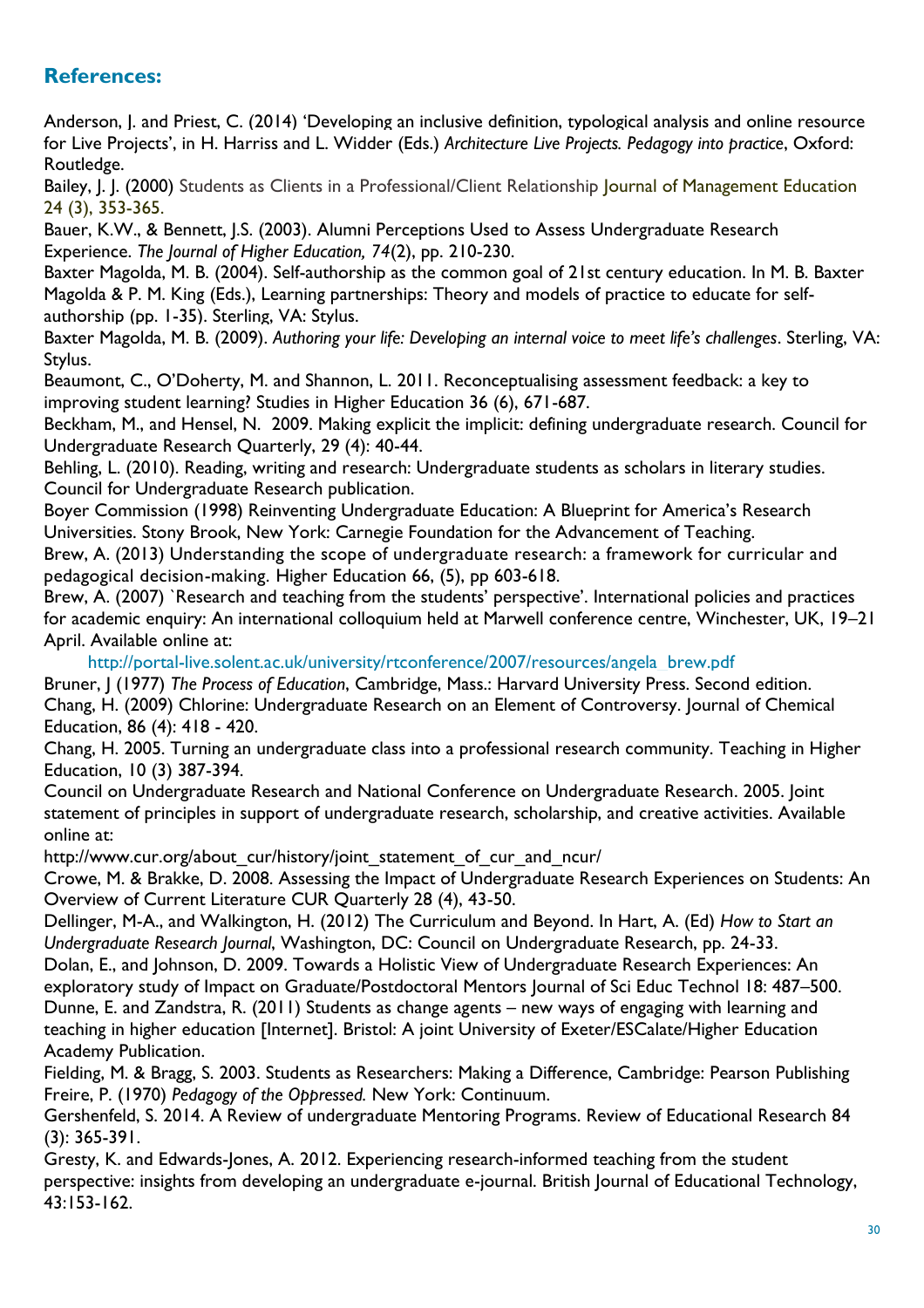## References:

Anderson, J. and Priest, C. (2014) 'Developing an inclusive definition, typological analysis and online resource for Live Projects', in H. Harriss and L. Widder (Eds.) *Architecture Live Projects. Pedagogy into practice*, Oxford: Routledge.

Bailey, J. J. (2000) Students as Clients in a Professional/Client Relationship Journal of Management Education 24 (3), 353-365.

Bauer, K.W., & Bennett, J.S. (2003). Alumni Perceptions Used to Assess Undergraduate Research Experience. *The Journal of Higher Education, 74*(2), pp. 210-230.

Baxter Magolda, M. B. (2004). Self-authorship as the common goal of 21st century education. In M. B. Baxter Magolda & P. M. King (Eds.), Learning partnerships: Theory and models of practice to educate for self-authorship (pp. 1-35). Sterling, VA: Stylus.

Baxter Magolda, M. B. (2009). *Authoring your life: Developing an internal voice to meet life's challenges*. Sterling, VA: Stylus.

Beaumont, C., O'Doherty, M. and Shannon, L. 2011. Reconceptualising assessment feedback: a key to improving student learning? Studies in Higher Education 36 (6), 671-687.

Beckham, M., and Hensel, N. 2009. Making explicit the implicit: defining undergraduate research. Council for Undergraduate Research Quarterly, 29 (4): 40-44.

Behling, L. (2010). Reading, writing and research: Undergraduate students as scholars in literary studies. Council for Undergraduate Research publication.

Boyer Commission (1998) Reinventing Undergraduate Education: A Blueprint for America's Research Universities. Stony Brook, New York: Carnegie Foundation for the Advancement of Teaching.

Brew, A. (2013) Understanding the scope of undergraduate research: a framework for curricular and pedagogical decision-making. Higher Education 66, (5), pp 603-618.

Brew, A. (2007) `Research and teaching from the students' perspective'. International policies and practices for academic enquiry: An international colloquium held at Marwell conference centre, Winchester, UK, 19–21 April. Available online at:
http://portal-live.solent.ac.uk/university/rtconference/2007/resources/angela_brew.pdf

Bruner, J (1977) *The Process of Education*, Cambridge, Mass.: Harvard University Press. Second edition.

Chang, H. (2009) Chlorine: Undergraduate Research on an Element of Controversy. Journal of Chemical Education, 86 (4): 418 - 420.

Chang, H. 2005. Turning an undergraduate class into a professional research community. Teaching in Higher Education, 10 (3) 387-394.

Council on Undergraduate Research and National Conference on Undergraduate Research. 2005. Joint statement of principles in support of undergraduate research, scholarship, and creative activities. Available online at:
http://www.cur.org/about_cur/history/joint_statement_of_cur_and_ncur/

Crowe, M. & Brakke, D. 2008. Assessing the Impact of Undergraduate Research Experiences on Students: An Overview of Current Literature CUR Quarterly 28 (4), 43-50.

Dellinger, M-A., and Walkington, H. (2012) The Curriculum and Beyond. In Hart, A. (Ed) *How to Start an Undergraduate Research Journal*, Washington, DC: Council on Undergraduate Research, pp. 24-33.

Dolan, E., and Johnson, D. 2009. Towards a Holistic View of Undergraduate Research Experiences: An exploratory study of Impact on Graduate/Postdoctoral Mentors Journal of Sci Educ Technol 18: 487–500.

Dunne, E. and Zandstra, R. (2011) Students as change agents – new ways of engaging with learning and teaching in higher education [Internet]. Bristol: A joint University of Exeter/ESCalate/Higher Education Academy Publication.

Fielding, M. & Bragg, S. 2003. Students as Researchers: Making a Difference, Cambridge: Pearson Publishing

Freire, P. (1970) *Pedagogy of the Oppressed.* New York: Continuum.

Gershenfeld, S. 2014. A Review of undergraduate Mentoring Programs. Review of Educational Research 84 (3): 365-391.

Gresty, K. and Edwards-Jones, A. 2012. Experiencing research-informed teaching from the student perspective: insights from developing an undergraduate e-journal. British Journal of Educational Technology, 43:153-162.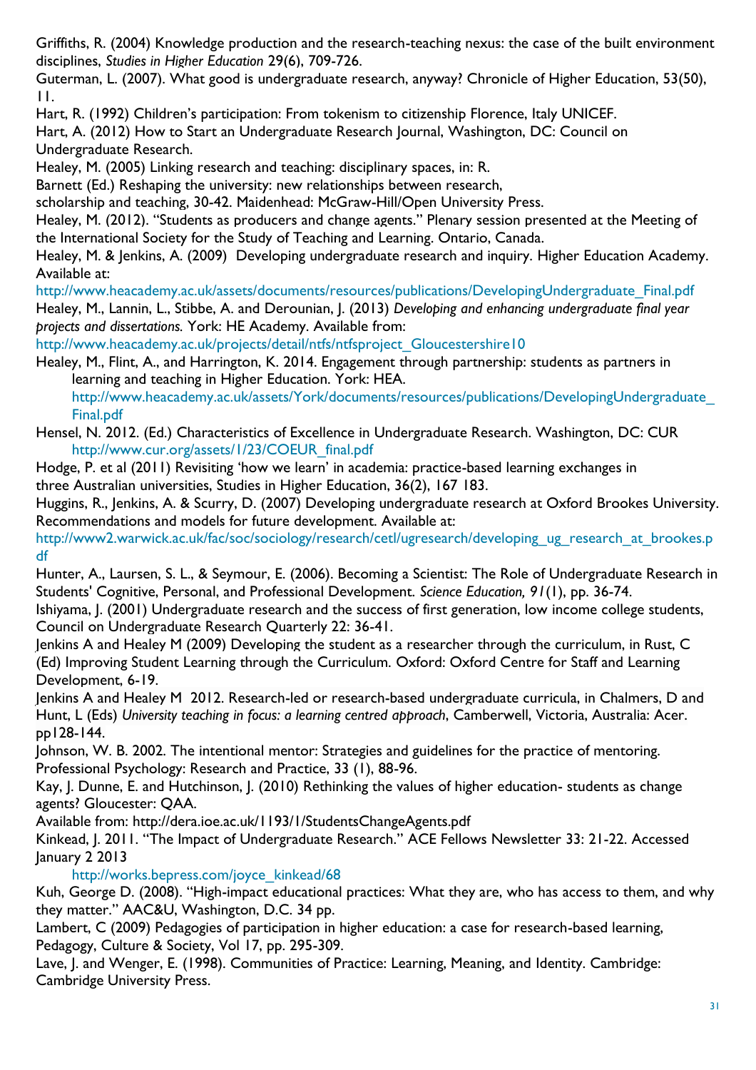Griffiths, R. (2004) Knowledge production and the research-teaching nexus: the case of the built environment disciplines, *Studies in Higher Education* 29(6), 709-726.

Guterman, L. (2007). What good is undergraduate research, anyway? Chronicle of Higher Education, 53(50), 11.

Hart, R. (1992) Children's participation: From tokenism to citizenship Florence, Italy UNICEF.

Hart, A. (2012) How to Start an Undergraduate Research Journal, Washington, DC: Council on Undergraduate Research.

Healey, M. (2005) Linking research and teaching: disciplinary spaces, in: R. Barnett (Ed.) Reshaping the university: new relationships between research, scholarship and teaching, 30-42. Maidenhead: McGraw-Hill/Open University Press.

Healey, M. (2012). "Students as producers and change agents." Plenary session presented at the Meeting of the International Society for the Study of Teaching and Learning. Ontario, Canada.

Healey, M. & Jenkins, A. (2009) Developing undergraduate research and inquiry. Higher Education Academy. Available at: http://www.heacademy.ac.uk/assets/documents/resources/publications/DevelopingUndergraduate_Final.pdf

Healey, M., Lannin, L., Stibbe, A. and Derounian, J. (2013) *Developing and enhancing undergraduate final year projects and dissertations.* York: HE Academy. Available from: http://www.heacademy.ac.uk/projects/detail/ntfs/ntfsproject_Gloucestershire10

Healey, M., Flint, A., and Harrington, K. 2014. Engagement through partnership: students as partners in learning and teaching in Higher Education. York: HEA. http://www.heacademy.ac.uk/assets/York/documents/resources/publications/DevelopingUndergraduate_Final.pdf

Hensel, N. 2012. (Ed.) Characteristics of Excellence in Undergraduate Research. Washington, DC: CUR http://www.cur.org/assets/1/23/COEUR_final.pdf

Hodge, P. et al (2011) Revisiting 'how we learn' in academia: practice-based learning exchanges in three Australian universities, Studies in Higher Education, 36(2), 167 183.

Huggins, R., Jenkins, A. & Scurry, D. (2007) Developing undergraduate research at Oxford Brookes University. Recommendations and models for future development. Available at: http://www2.warwick.ac.uk/fac/soc/sociology/research/cetl/ugresearch/developing_ug_research_at_brookes.pdf

Hunter, A., Laursen, S. L., & Seymour, E. (2006). Becoming a Scientist: The Role of Undergraduate Research in Students' Cognitive, Personal, and Professional Development. *Science Education, 91*(1), pp. 36-74.

Ishiyama, J. (2001) Undergraduate research and the success of first generation, low income college students, Council on Undergraduate Research Quarterly 22: 36-41.

Jenkins A and Healey M (2009) Developing the student as a researcher through the curriculum, in Rust, C (Ed) Improving Student Learning through the Curriculum. Oxford: Oxford Centre for Staff and Learning Development, 6-19.

Jenkins A and Healey M 2012. Research-led or research-based undergraduate curricula, in Chalmers, D and Hunt, L (Eds) *University teaching in focus: a learning centred approach*, Camberwell, Victoria, Australia: Acer. pp128-144.

Johnson, W. B. 2002. The intentional mentor: Strategies and guidelines for the practice of mentoring. Professional Psychology: Research and Practice, 33 (1), 88-96.

Kay, J. Dunne, E. and Hutchinson, J. (2010) Rethinking the values of higher education- students as change agents? Gloucester: QAA. Available from: http://dera.ioe.ac.uk/1193/1/StudentsChangeAgents.pdf

Kinkead, J. 2011. "The Impact of Undergraduate Research." ACE Fellows Newsletter 33: 21-22. Accessed January 2 2013 http://works.bepress.com/joyce_kinkead/68

Kuh, George D. (2008). "High-impact educational practices: What they are, who has access to them, and why they matter." AAC&U, Washington, D.C. 34 pp.

Lambert, C (2009) Pedagogies of participation in higher education: a case for research-based learning, Pedagogy, Culture & Society, Vol 17, pp. 295-309.

Lave, J. and Wenger, E. (1998). Communities of Practice: Learning, Meaning, and Identity. Cambridge: Cambridge University Press.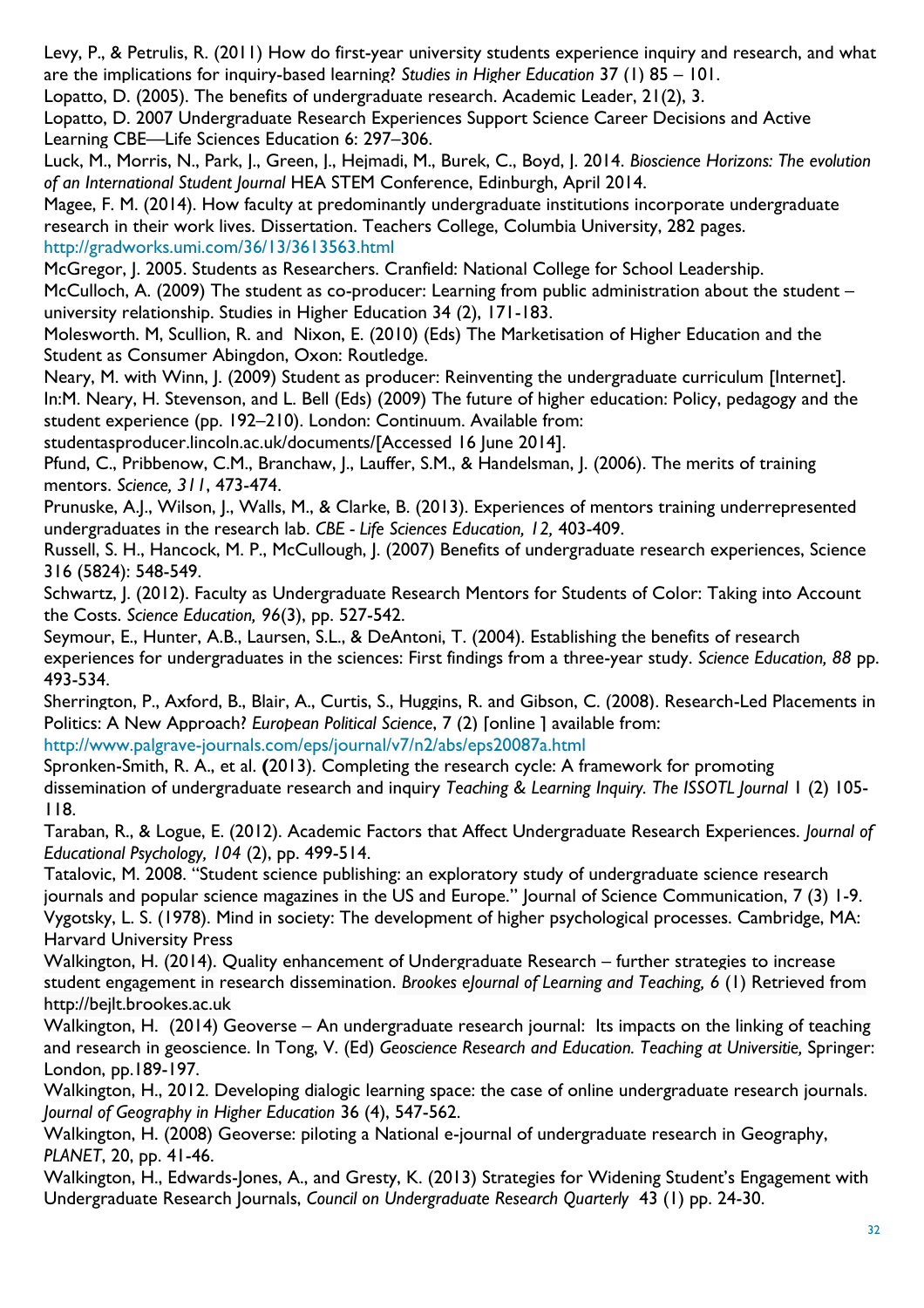Levy, P., & Petrulis, R. (2011) How do first-year university students experience inquiry and research, and what are the implications for inquiry-based learning? *Studies in Higher Education* 37 (1) 85 – 101.

Lopatto, D. (2005). The benefits of undergraduate research. Academic Leader, 21(2), 3.

Lopatto, D. 2007 Undergraduate Research Experiences Support Science Career Decisions and Active Learning CBE—Life Sciences Education 6: 297–306.

Luck, M., Morris, N., Park, J., Green, J., Hejmadi, M., Burek, C., Boyd, J. 2014. *Bioscience Horizons: The evolution of an International Student Journal* HEA STEM Conference, Edinburgh, April 2014.

Magee, F. M. (2014). How faculty at predominantly undergraduate institutions incorporate undergraduate research in their work lives. Dissertation. Teachers College, Columbia University, 282 pages. http://gradworks.umi.com/36/13/3613563.html

McGregor, J. 2005. Students as Researchers. Cranfield: National College for School Leadership.

McCulloch, A. (2009) The student as co-producer: Learning from public administration about the student – university relationship. Studies in Higher Education 34 (2), 171-183.

Molesworth. M, Scullion, R. and Nixon, E. (2010) (Eds) The Marketisation of Higher Education and the Student as Consumer Abingdon, Oxon: Routledge.

Neary, M. with Winn, J. (2009) Student as producer: Reinventing the undergraduate curriculum [Internet]. In:M. Neary, H. Stevenson, and L. Bell (Eds) (2009) The future of higher education: Policy, pedagogy and the student experience (pp. 192–210). London: Continuum. Available from: studentasproducer.lincoln.ac.uk/documents/[Accessed 16 June 2014].

Pfund, C., Pribbenow, C.M., Branchaw, J., Lauffer, S.M., & Handelsman, J. (2006). The merits of training mentors. *Science, 311*, 473-474.

Prunuske, A.J., Wilson, J., Walls, M., & Clarke, B. (2013). Experiences of mentors training underrepresented undergraduates in the research lab. *CBE - Life Sciences Education, 12,* 403-409.

Russell, S. H., Hancock, M. P., McCullough, J. (2007) Benefits of undergraduate research experiences, Science 316 (5824): 548-549.

Schwartz, J. (2012). Faculty as Undergraduate Research Mentors for Students of Color: Taking into Account the Costs. *Science Education, 96*(3), pp. 527-542.

Seymour, E., Hunter, A.B., Laursen, S.L., & DeAntoni, T. (2004). Establishing the benefits of research experiences for undergraduates in the sciences: First findings from a three-year study. *Science Education, 88* pp. 493-534.

Sherrington, P., Axford, B., Blair, A., Curtis, S., Huggins, R. and Gibson, C. (2008). Research-Led Placements in Politics: A New Approach? *European Political Science*, 7 (2) [online ] available from: http://www.palgrave-journals.com/eps/journal/v7/n2/abs/eps20087a.html

Spronken-Smith, R. A., et al. **(**2013). Completing the research cycle: A framework for promoting dissemination of undergraduate research and inquiry *Teaching & Learning Inquiry. The ISSOTL Journal* 1 (2) 105-118.

Taraban, R., & Logue, E. (2012). Academic Factors that Affect Undergraduate Research Experiences. *Journal of Educational Psychology, 104* (2), pp. 499-514.

Tatalovic, M. 2008. "Student science publishing: an exploratory study of undergraduate science research journals and popular science magazines in the US and Europe." Journal of Science Communication, 7 (3) 1-9.

Vygotsky, L. S. (1978). Mind in society: The development of higher psychological processes. Cambridge, MA: Harvard University Press

Walkington, H. (2014). Quality enhancement of Undergraduate Research – further strategies to increase student engagement in research dissemination. *Brookes eJournal of Learning and Teaching, 6* (1) Retrieved from http://bejlt.brookes.ac.uk

Walkington, H. (2014) Geoverse – An undergraduate research journal: Its impacts on the linking of teaching and research in geoscience. In Tong, V. (Ed) *Geoscience Research and Education. Teaching at Universitie,* Springer: London, pp.189-197.

Walkington, H., 2012. Developing dialogic learning space: the case of online undergraduate research journals. *Journal of Geography in Higher Education* 36 (4), 547-562.

Walkington, H. (2008) Geoverse: piloting a National e-journal of undergraduate research in Geography, *PLANET*, 20, pp. 41-46.

Walkington, H., Edwards-Jones, A., and Gresty, K. (2013) Strategies for Widening Student's Engagement with Undergraduate Research Journals, *Council on Undergraduate Research Quarterly* 43 (1) pp. 24-30.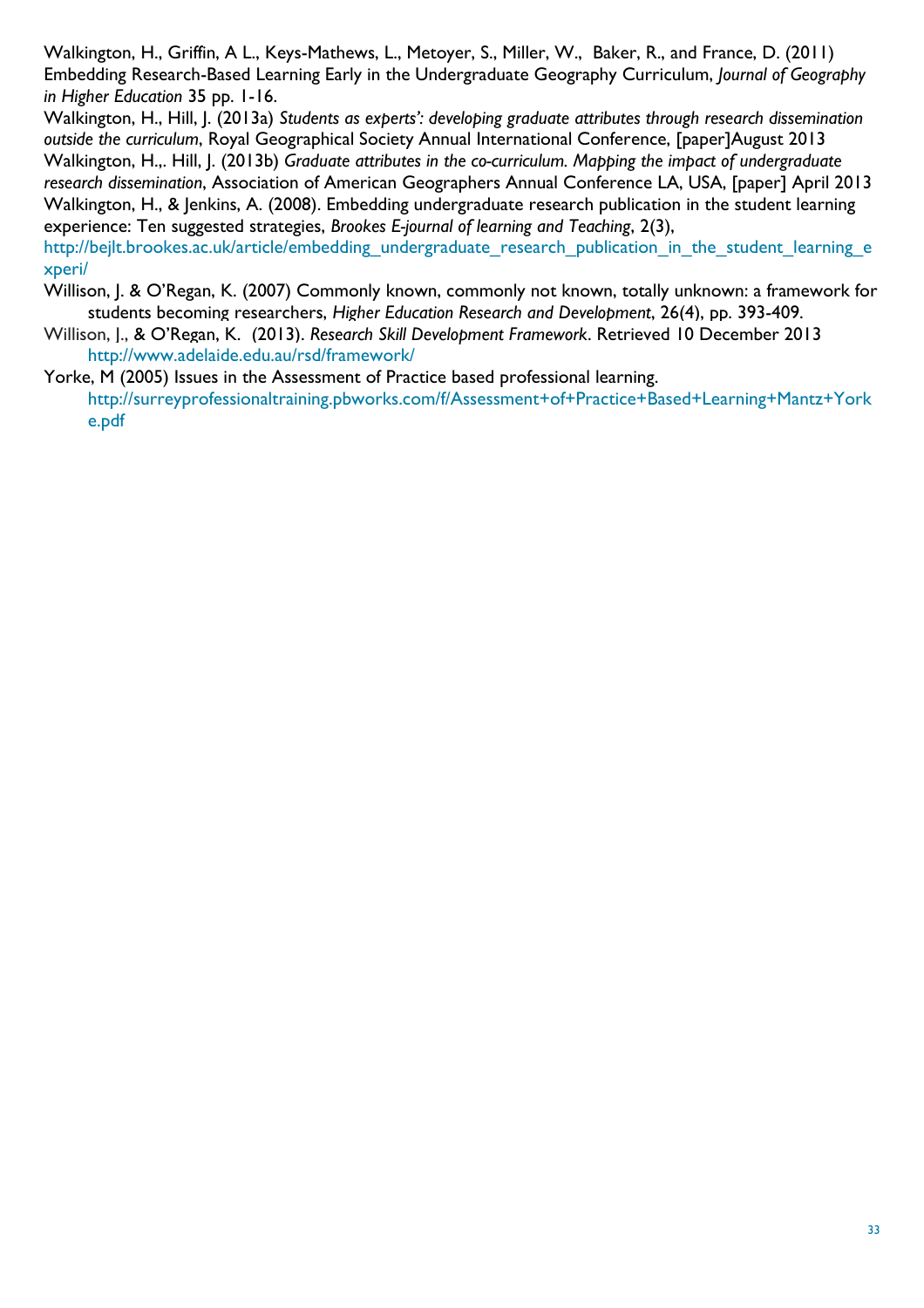Walkington, H., Griffin, A L., Keys-Mathews, L., Metoyer, S., Miller, W., Baker, R., and France, D. (2011) Embedding Research-Based Learning Early in the Undergraduate Geography Curriculum, *Journal of Geography in Higher Education* 35 pp. 1-16.

Walkington, H., Hill, J. (2013a) *Students as experts': developing graduate attributes through research dissemination outside the curriculum*, Royal Geographical Society Annual International Conference, [paper]August 2013

Walkington, H.,. Hill, J. (2013b) *Graduate attributes in the co-curriculum. Mapping the impact of undergraduate research dissemination*, Association of American Geographers Annual Conference LA, USA, [paper] April 2013

Walkington, H., & Jenkins, A. (2008). Embedding undergraduate research publication in the student learning experience: Ten suggested strategies, *Brookes E-journal of learning and Teaching*, 2(3), http://bejlt.brookes.ac.uk/article/embedding_undergraduate_research_publication_in_the_student_learning_experi/

Willison, J. & O'Regan, K. (2007) Commonly known, commonly not known, totally unknown: a framework for students becoming researchers, *Higher Education Research and Development*, 26(4), pp. 393-409.

Willison, J., & O'Regan, K. (2013). *Research Skill Development Framework*. Retrieved 10 December 2013 http://www.adelaide.edu.au/rsd/framework/

Yorke, M (2005) Issues in the Assessment of Practice based professional learning. http://surreyprofessionaltraining.pbworks.com/f/Assessment+of+Practice+Based+Learning+Mantz+Yorke.pdf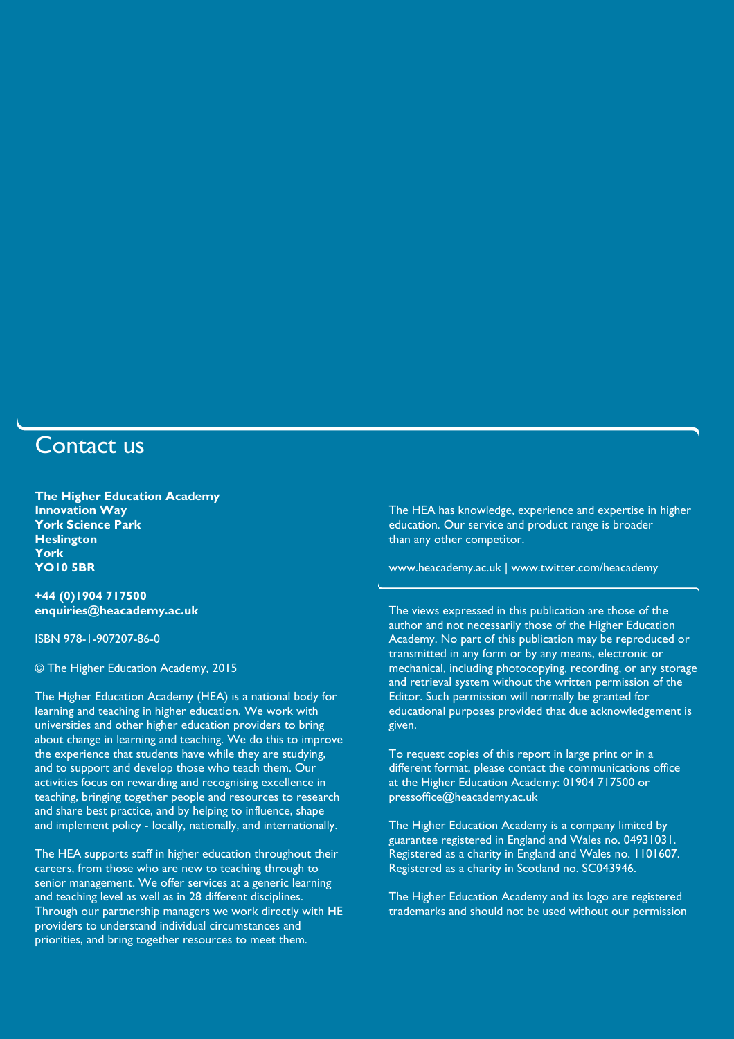# Contact us

**The Higher Education Academy**
**Innovation Way**
**York Science Park**
**Heslington**
**York**
**YO10 5BR**

**+44 (0)1904 717500**
**enquiries@heacademy.ac.uk**

ISBN 978-1-907207-86-0

© The Higher Education Academy, 2015

The Higher Education Academy (HEA) is a national body for learning and teaching in higher education. We work with universities and other higher education providers to bring about change in learning and teaching. We do this to improve the experience that students have while they are studying, and to support and develop those who teach them. Our activities focus on rewarding and recognising excellence in teaching, bringing together people and resources to research and share best practice, and by helping to influence, shape and implement policy - locally, nationally, and internationally.

The HEA supports staff in higher education throughout their careers, from those who are new to teaching through to senior management. We offer services at a generic learning and teaching level as well as in 28 different disciplines. Through our partnership managers we work directly with HE providers to understand individual circumstances and priorities, and bring together resources to meet them.

The HEA has knowledge, experience and expertise in higher education. Our service and product range is broader than any other competitor.

www.heacademy.ac.uk | www.twitter.com/heacademy

The views expressed in this publication are those of the author and not necessarily those of the Higher Education Academy. No part of this publication may be reproduced or transmitted in any form or by any means, electronic or mechanical, including photocopying, recording, or any storage and retrieval system without the written permission of the Editor. Such permission will normally be granted for educational purposes provided that due acknowledgement is given.

To request copies of this report in large print or in a different format, please contact the communications office at the Higher Education Academy: 01904 717500 or pressoffice@heacademy.ac.uk

The Higher Education Academy is a company limited by guarantee registered in England and Wales no. 04931031. Registered as a charity in England and Wales no. 1101607. Registered as a charity in Scotland no. SC043946.

The Higher Education Academy and its logo are registered trademarks and should not be used without our permission